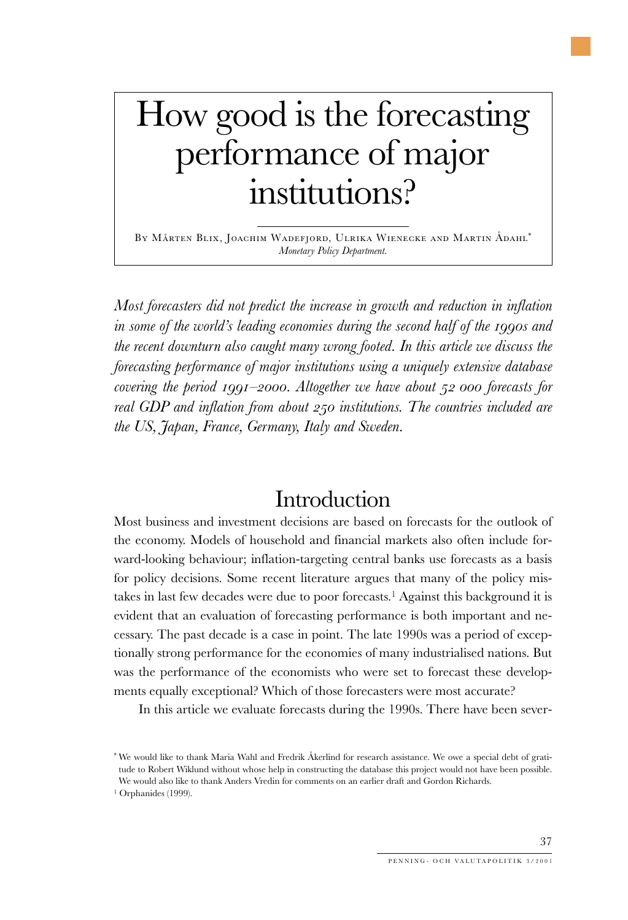# How good is the forecasting performance of major institutions?

By Mårten Blix, Joachim Wadefjord, Ulrika Wienecke and Martin Ådahl*
*Monetary Policy Department.*

*Most forecasters did not predict the increase in growth and reduction in inflation in some of the world's leading economies during the second half of the 1990s and the recent downturn also caught many wrong footed. In this article we discuss the forecasting performance of major institutions using a uniquely extensive database covering the period 1991–2000. Altogether we have about 52 000 forecasts for real GDP and inflation from about 250 institutions. The countries included are the US, Japan, France, Germany, Italy and Sweden.*

## Introduction

Most business and investment decisions are based on forecasts for the outlook of the economy. Models of household and financial markets also often include forward-looking behaviour; inflation-targeting central banks use forecasts as a basis for policy decisions. Some recent literature argues that many of the policy mistakes in last few decades were due to poor forecasts.[1] Against this background it is evident that an evaluation of forecasting performance is both important and necessary. The past decade is a case in point. The late 1990s was a period of exceptionally strong performance for the economies of many industrialised nations. But was the performance of the economists who were set to forecast these developments equally exceptional? Which of those forecasters were most accurate?

In this article we evaluate forecasts during the 1990s. There have been sever-

* We would like to thank Maria Wahl and Fredrik Åkerlind for research assistance. We owe a special debt of gratitude to Robert Wiklund without whose help in constructing the database this project would not have been possible. We would also like to thank Anders Vredin for comments on an earlier draft and Gordon Richards.

[1] Orphanides (1999).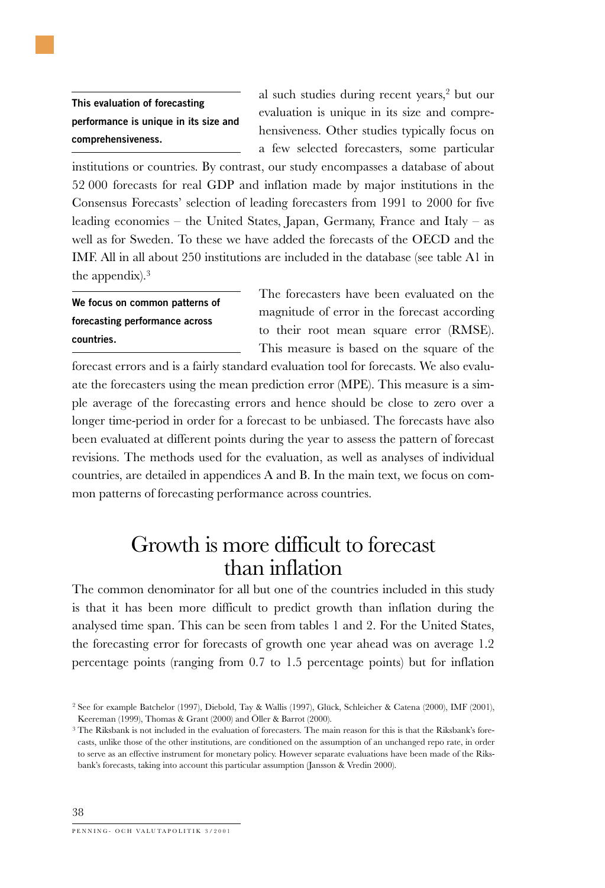**This evaluation of forecasting performance is unique in its size and comprehensiveness.**

al such studies during recent years,[2] but our evaluation is unique in its size and comprehensiveness. Other studies typically focus on a few selected forecasters, some particular institutions or countries. By contrast, our study encompasses a database of about 52 000 forecasts for real GDP and inflation made by major institutions in the Consensus Forecasts' selection of leading forecasters from 1991 to 2000 for five leading economies – the United States, Japan, Germany, France and Italy – as well as for Sweden. To these we have added the forecasts of the OECD and the IMF. All in all about 250 institutions are included in the database (see table A1 in the appendix).[3]

**We focus on common patterns of forecasting performance across countries.**

The forecasters have been evaluated on the magnitude of error in the forecast according to their root mean square error (RMSE). This measure is based on the square of the forecast errors and is a fairly standard evaluation tool for forecasts. We also evaluate the forecasters using the mean prediction error (MPE). This measure is a simple average of the forecasting errors and hence should be close to zero over a longer time-period in order for a forecast to be unbiased. The forecasts have also been evaluated at different points during the year to assess the pattern of forecast revisions. The methods used for the evaluation, as well as analyses of individual countries, are detailed in appendices A and B. In the main text, we focus on common patterns of forecasting performance across countries.

## Growth is more difficult to forecast than inflation

The common denominator for all but one of the countries included in this study is that it has been more difficult to predict growth than inflation during the analysed time span. This can be seen from tables 1 and 2. For the United States, the forecasting error for forecasts of growth one year ahead was on average 1.2 percentage points (ranging from 0.7 to 1.5 percentage points) but for inflation

[2] See for example Batchelor (1997), Diebold, Tay & Wallis (1997), Glück, Schleicher & Catena (2000), IMF (2001), Keereman (1999), Thomas & Grant (2000) and Öller & Barrot (2000).

[3] The Riksbank is not included in the evaluation of forecasters. The main reason for this is that the Riksbank's forecasts, unlike those of the other institutions, are conditioned on the assumption of an unchanged repo rate, in order to serve as an effective instrument for monetary policy. However separate evaluations have been made of the Riksbank's forecasts, taking into account this particular assumption (Jansson & Vredin 2000).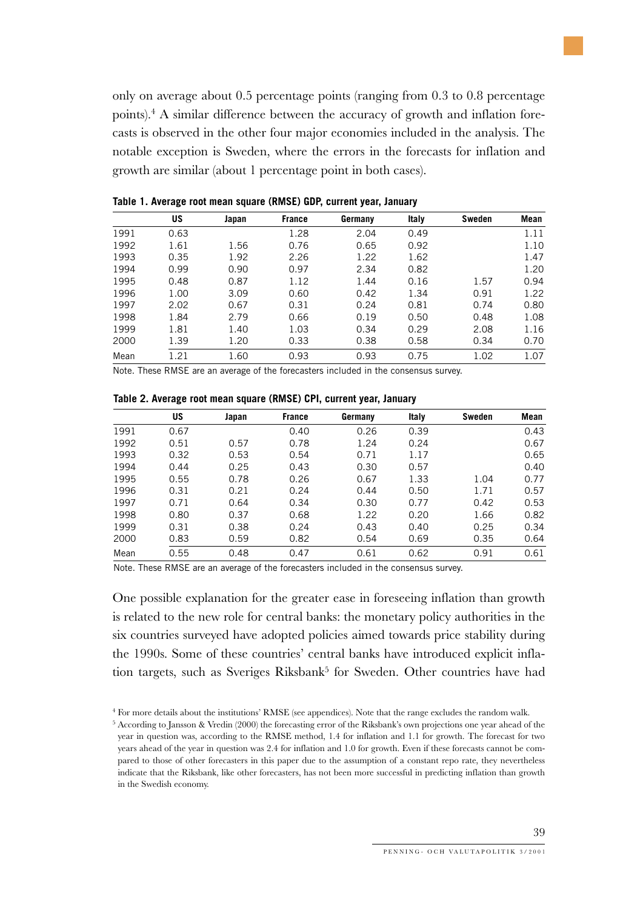only on average about 0.5 percentage points (ranging from 0.3 to 0.8 percentage points).[4] A similar difference between the accuracy of growth and inflation forecasts is observed in the other four major economies included in the analysis. The notable exception is Sweden, where the errors in the forecasts for inflation and growth are similar (about 1 percentage point in both cases).

**Table 1. Average root mean square (RMSE) GDP, current year, January**

| | US | Japan | France | Germany | Italy | Sweden | Mean |
|---|---|---|---|---|---|---|---|
| 1991 | 0.63 | | 1.28 | 2.04 | 0.49 | | 1.11 |
| 1992 | 1.61 | 1.56 | 0.76 | 0.65 | 0.92 | | 1.10 |
| 1993 | 0.35 | 1.92 | 2.26 | 1.22 | 1.62 | | 1.47 |
| 1994 | 0.99 | 0.90 | 0.97 | 2.34 | 0.82 | | 1.20 |
| 1995 | 0.48 | 0.87 | 1.12 | 1.44 | 0.16 | 1.57 | 0.94 |
| 1996 | 1.00 | 3.09 | 0.60 | 0.42 | 1.34 | 0.91 | 1.22 |
| 1997 | 2.02 | 0.67 | 0.31 | 0.24 | 0.81 | 0.74 | 0.80 |
| 1998 | 1.84 | 2.79 | 0.66 | 0.19 | 0.50 | 0.48 | 1.08 |
| 1999 | 1.81 | 1.40 | 1.03 | 0.34 | 0.29 | 2.08 | 1.16 |
| 2000 | 1.39 | 1.20 | 0.33 | 0.38 | 0.58 | 0.34 | 0.70 |
| Mean | 1.21 | 1.60 | 0.93 | 0.93 | 0.75 | 1.02 | 1.07 |

Note. These RMSE are an average of the forecasters included in the consensus survey.

**Table 2. Average root mean square (RMSE) CPI, current year, January**

| | US | Japan | France | Germany | Italy | Sweden | Mean |
|---|---|---|---|---|---|---|---|
| 1991 | 0.67 | | 0.40 | 0.26 | 0.39 | | 0.43 |
| 1992 | 0.51 | 0.57 | 0.78 | 1.24 | 0.24 | | 0.67 |
| 1993 | 0.32 | 0.53 | 0.54 | 0.71 | 1.17 | | 0.65 |
| 1994 | 0.44 | 0.25 | 0.43 | 0.30 | 0.57 | | 0.40 |
| 1995 | 0.55 | 0.78 | 0.26 | 0.67 | 1.33 | 1.04 | 0.77 |
| 1996 | 0.31 | 0.21 | 0.24 | 0.44 | 0.50 | 1.71 | 0.57 |
| 1997 | 0.71 | 0.64 | 0.34 | 0.30 | 0.77 | 0.42 | 0.53 |
| 1998 | 0.80 | 0.37 | 0.68 | 1.22 | 0.20 | 1.66 | 0.82 |
| 1999 | 0.31 | 0.38 | 0.24 | 0.43 | 0.40 | 0.25 | 0.34 |
| 2000 | 0.83 | 0.59 | 0.82 | 0.54 | 0.69 | 0.35 | 0.64 |
| Mean | 0.55 | 0.48 | 0.47 | 0.61 | 0.62 | 0.91 | 0.61 |

Note. These RMSE are an average of the forecasters included in the consensus survey.

One possible explanation for the greater ease in foreseeing inflation than growth is related to the new role for central banks: the monetary policy authorities in the six countries surveyed have adopted policies aimed towards price stability during the 1990s. Some of these countries' central banks have introduced explicit inflation targets, such as Sveriges Riksbank[5] for Sweden. Other countries have had

[4] For more details about the institutions' RMSE (see appendices). Note that the range excludes the random walk.

[5] According to Jansson & Vredin (2000) the forecasting error of the Riksbank's own projections one year ahead of the year in question was, according to the RMSE method, 1.4 for inflation and 1.1 for growth. The forecast for two years ahead of the year in question was 2.4 for inflation and 1.0 for growth. Even if these forecasts cannot be compared to those of other forecasters in this paper due to the assumption of a constant repo rate, they nevertheless indicate that the Riksbank, like other forecasters, has not been more successful in predicting inflation than growth in the Swedish economy.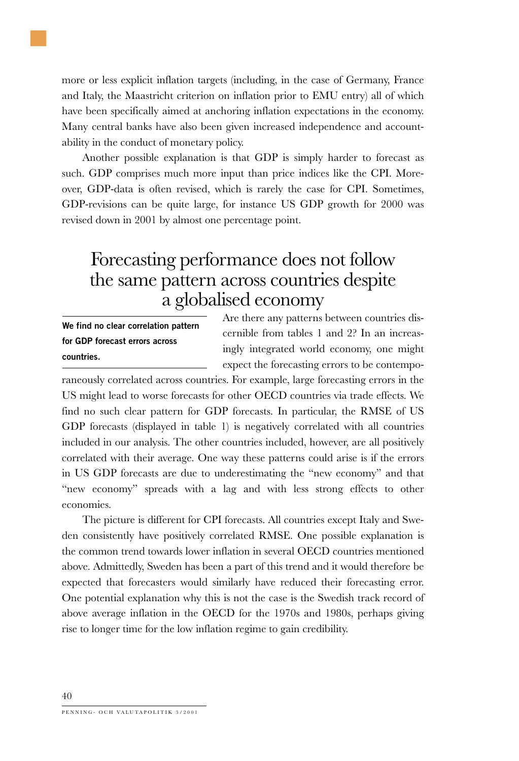more or less explicit inflation targets (including, in the case of Germany, France and Italy, the Maastricht criterion on inflation prior to EMU entry) all of which have been specifically aimed at anchoring inflation expectations in the economy. Many central banks have also been given increased independence and accountability in the conduct of monetary policy.

Another possible explanation is that GDP is simply harder to forecast as such. GDP comprises much more input than price indices like the CPI. Moreover, GDP-data is often revised, which is rarely the case for CPI. Sometimes, GDP-revisions can be quite large, for instance US GDP growth for 2000 was revised down in 2001 by almost one percentage point.

## Forecasting performance does not follow the same pattern across countries despite a globalised economy

**We find no clear correlation pattern for GDP forecast errors across countries.**

Are there any patterns between countries discernible from tables 1 and 2? In an increasingly integrated world economy, one might expect the forecasting errors to be contemporaneously correlated across countries. For example, large forecasting errors in the US might lead to worse forecasts for other OECD countries via trade effects. We find no such clear pattern for GDP forecasts. In particular, the RMSE of US GDP forecasts (displayed in table 1) is negatively correlated with all countries included in our analysis. The other countries included, however, are all positively correlated with their average. One way these patterns could arise is if the errors in US GDP forecasts are due to underestimating the "new economy" and that "new economy" spreads with a lag and with less strong effects to other economies.

The picture is different for CPI forecasts. All countries except Italy and Sweden consistently have positively correlated RMSE. One possible explanation is the common trend towards lower inflation in several OECD countries mentioned above. Admittedly, Sweden has been a part of this trend and it would therefore be expected that forecasters would similarly have reduced their forecasting error. One potential explanation why this is not the case is the Swedish track record of above average inflation in the OECD for the 1970s and 1980s, perhaps giving rise to longer time for the low inflation regime to gain credibility.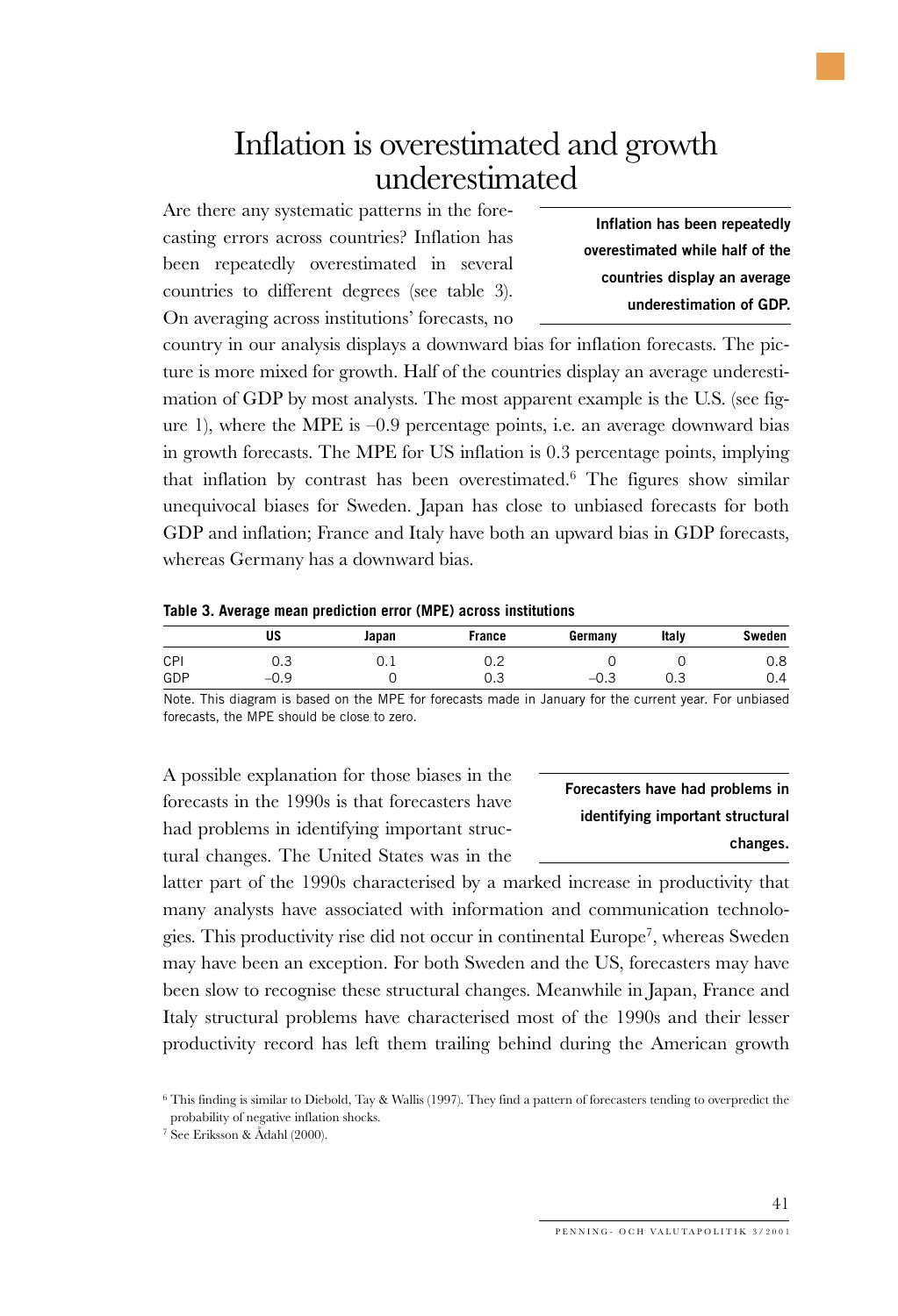# Inflation is overestimated and growth underestimated

Are there any systematic patterns in the forecasting errors across countries? Inflation has been repeatedly overestimated in several countries to different degrees (see table 3). On averaging across institutions' forecasts, no country in our analysis displays a downward bias for inflation forecasts. The picture is more mixed for growth. Half of the countries display an average underestimation of GDP by most analysts. The most apparent example is the U.S. (see figure 1), where the MPE is –0.9 percentage points, i.e. an average downward bias in growth forecasts. The MPE for US inflation is 0.3 percentage points, implying that inflation by contrast has been overestimated.[6] The figures show similar unequivocal biases for Sweden. Japan has close to unbiased forecasts for both GDP and inflation; France and Italy have both an upward bias in GDP forecasts, whereas Germany has a downward bias.

**Inflation has been repeatedly overestimated while half of the countries display an average underestimation of GDP.**

**Table 3. Average mean prediction error (MPE) across institutions**

| | US | Japan | France | Germany | Italy | Sweden |
|---|---|---|---|---|---|---|
| CPI | 0.3 | 0.1 | 0.2 | 0 | 0 | 0.8 |
| GDP | –0.9 | 0 | 0.3 | –0.3 | 0.3 | 0.4 |

Note. This diagram is based on the MPE for forecasts made in January for the current year. For unbiased forecasts, the MPE should be close to zero.

A possible explanation for those biases in the forecasts in the 1990s is that forecasters have had problems in identifying important structural changes. The United States was in the latter part of the 1990s characterised by a marked increase in productivity that many analysts have associated with information and communication technologies. This productivity rise did not occur in continental Europe[7], whereas Sweden may have been an exception. For both Sweden and the US, forecasters may have been slow to recognise these structural changes. Meanwhile in Japan, France and Italy structural problems have characterised most of the 1990s and their lesser productivity record has left them trailing behind during the American growth

**Forecasters have had problems in identifying important structural changes.**

[6] This finding is similar to Diebold, Tay & Wallis (1997). They find a pattern of forecasters tending to overpredict the probability of negative inflation shocks.

[7] See Eriksson & Ådahl (2000).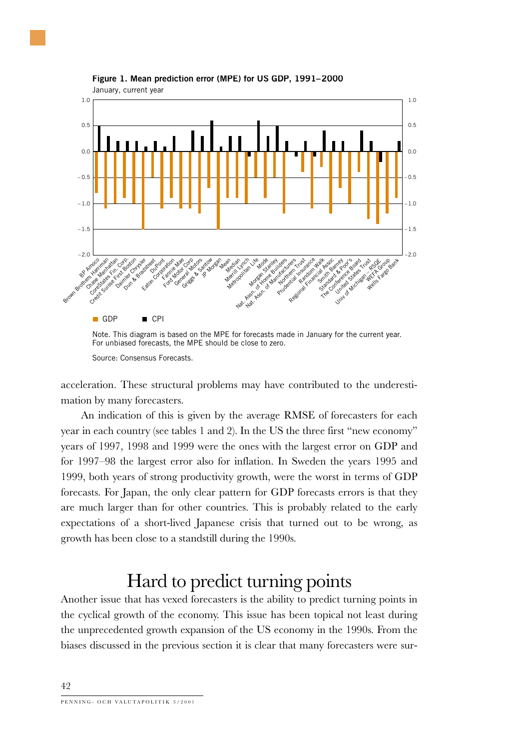**Figure 1. Mean prediction error (MPE) for US GDP, 1991–2000**

January, current year

1.0
0.5
0.0
−0.5
−1.0
−1.5
−2.0

BP Amoco
Brown Brothers Harriman
Chase Manhattan
CoreStates Fin. Corp.
Credit Suisse First Boston
Daimler Chrysler
Dun & Bradstreet
DuPont
Eaton Corporation
Fannie Mae
Ford Motor Corp
General Motors
Griggs & Santow
JP Morgan
Mean
Median
Merill Lynch
Metropolitan Life
Mode
Morgan Stanley
Nat. Assn. of Home Builders
Nat. Assn. of Manufacturers
Northern Trust
Prudential Insurance
Random Walk
Regional Financial Assoc
Smith Barney
Standard & Poor's
The Conference Board
United States Trust
Univ of Michigan – RSQE
WEFA Group
Wells Fargo Bank

GDP
CPI

Note. This diagram is based on the MPE for forecasts made in January for the current year. For unbiased forecasts, the MPE should be close to zero.

Source: Consensus Forecasts.

acceleration. These structural problems may have contributed to the underestimation by many forecasters.

An indication of this is given by the average RMSE of forecasters for each year in each country (see tables 1 and 2). In the US the three first "new economy" years of 1997, 1998 and 1999 were the ones with the largest error on GDP and for 1997–98 the largest error also for inflation. In Sweden the years 1995 and 1999, both years of strong productivity growth, were the worst in terms of GDP forecasts. For Japan, the only clear pattern for GDP forecasts errors is that they are much larger than for other countries. This is probably related to the early expectations of a short-lived Japanese crisis that turned out to be wrong, as growth has been close to a standstill during the 1990s.

## Hard to predict turning points

Another issue that has vexed forecasters is the ability to predict turning points in the cyclical growth of the economy. This issue has been topical not least during the unprecedented growth expansion of the US economy in the 1990s. From the biases discussed in the previous section it is clear that many forecasters were sur-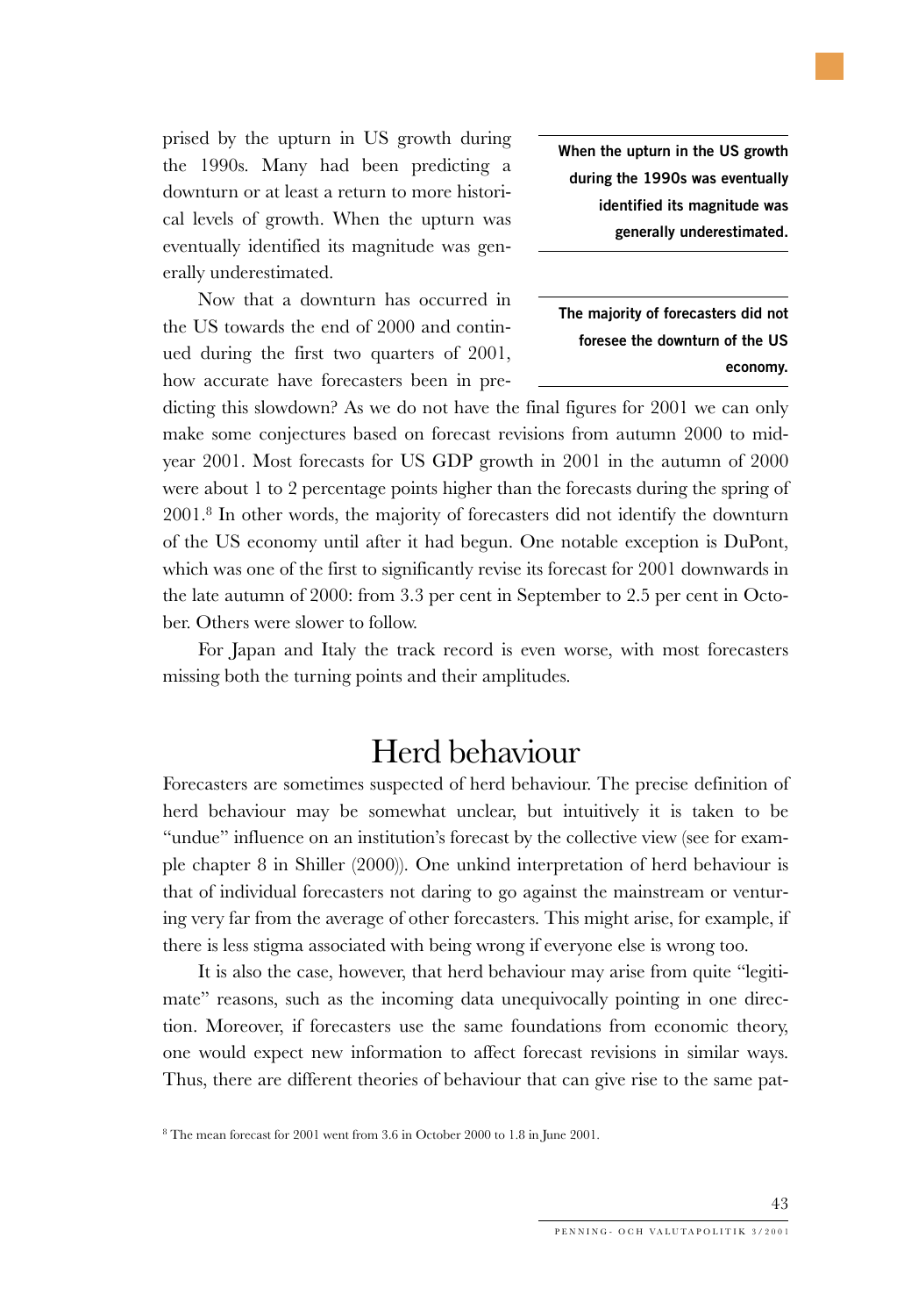prised by the upturn in US growth during the 1990s. Many had been predicting a downturn or at least a return to more historical levels of growth. When the upturn was eventually identified its magnitude was generally underestimated.

**When the upturn in the US growth during the 1990s was eventually identified its magnitude was generally underestimated.**

Now that a downturn has occurred in the US towards the end of 2000 and continued during the first two quarters of 2001, how accurate have forecasters been in predicting this slowdown? As we do not have the final figures for 2001 we can only make some conjectures based on forecast revisions from autumn 2000 to mid-year 2001. Most forecasts for US GDP growth in 2001 in the autumn of 2000 were about 1 to 2 percentage points higher than the forecasts during the spring of 2001.[8] In other words, the majority of forecasters did not identify the downturn of the US economy until after it had begun. One notable exception is DuPont, which was one of the first to significantly revise its forecast for 2001 downwards in the late autumn of 2000: from 3.3 per cent in September to 2.5 per cent in October. Others were slower to follow.

**The majority of forecasters did not foresee the downturn of the US economy.**

For Japan and Italy the track record is even worse, with most forecasters missing both the turning points and their amplitudes.

## Herd behaviour

Forecasters are sometimes suspected of herd behaviour. The precise definition of herd behaviour may be somewhat unclear, but intuitively it is taken to be "undue" influence on an institution's forecast by the collective view (see for example chapter 8 in Shiller (2000)). One unkind interpretation of herd behaviour is that of individual forecasters not daring to go against the mainstream or venturing very far from the average of other forecasters. This might arise, for example, if there is less stigma associated with being wrong if everyone else is wrong too.

It is also the case, however, that herd behaviour may arise from quite "legitimate" reasons, such as the incoming data unequivocally pointing in one direction. Moreover, if forecasters use the same foundations from economic theory, one would expect new information to affect forecast revisions in similar ways. Thus, there are different theories of behaviour that can give rise to the same pat-

[8] The mean forecast for 2001 went from 3.6 in October 2000 to 1.8 in June 2001.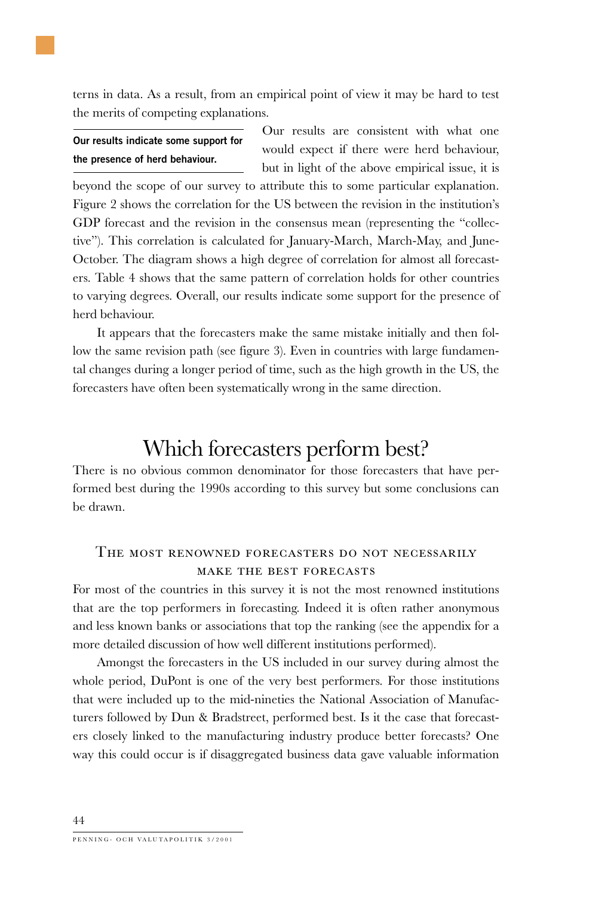terns in data. As a result, from an empirical point of view it may be hard to test the merits of competing explanations.

**Our results indicate some support for the presence of herd behaviour.**

Our results are consistent with what one would expect if there were herd behaviour, but in light of the above empirical issue, it is beyond the scope of our survey to attribute this to some particular explanation. Figure 2 shows the correlation for the US between the revision in the institution's GDP forecast and the revision in the consensus mean (representing the "collective"). This correlation is calculated for January-March, March-May, and June-October. The diagram shows a high degree of correlation for almost all forecasters. Table 4 shows that the same pattern of correlation holds for other countries to varying degrees. Overall, our results indicate some support for the presence of herd behaviour.

It appears that the forecasters make the same mistake initially and then follow the same revision path (see figure 3). Even in countries with large fundamental changes during a longer period of time, such as the high growth in the US, the forecasters have often been systematically wrong in the same direction.

# Which forecasters perform best?

There is no obvious common denominator for those forecasters that have performed best during the 1990s according to this survey but some conclusions can be drawn.

## The most renowned forecasters do not necessarily make the best forecasts

For most of the countries in this survey it is not the most renowned institutions that are the top performers in forecasting. Indeed it is often rather anonymous and less known banks or associations that top the ranking (see the appendix for a more detailed discussion of how well different institutions performed).

Amongst the forecasters in the US included in our survey during almost the whole period, DuPont is one of the very best performers. For those institutions that were included up to the mid-nineties the National Association of Manufacturers followed by Dun & Bradstreet, performed best. Is it the case that forecasters closely linked to the manufacturing industry produce better forecasts? One way this could occur is if disaggregated business data gave valuable information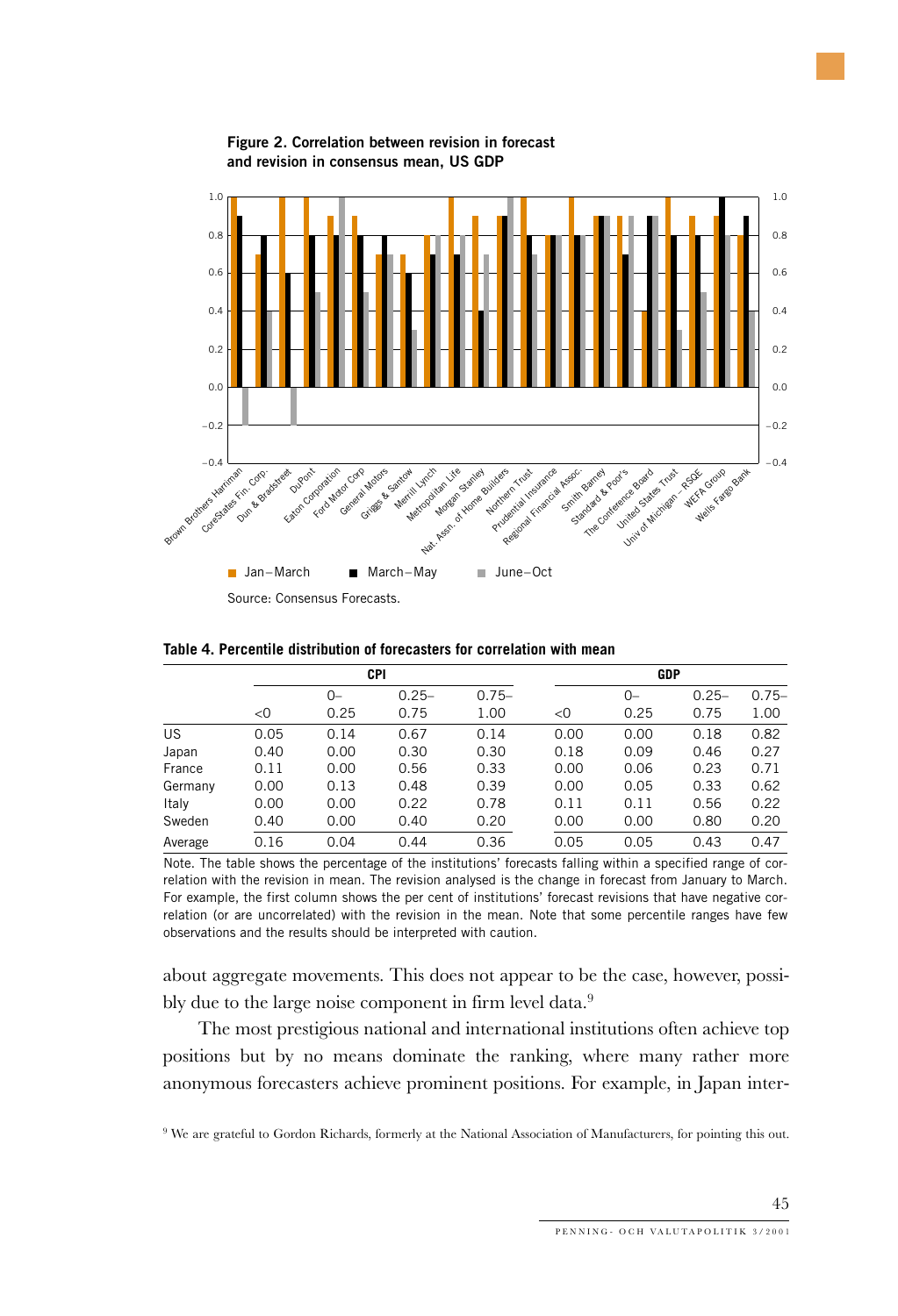**Figure 2. Correlation between revision in forecast and revision in consensus mean, US GDP**

Source: Consensus Forecasts.

**Table 4. Percentile distribution of forecasters for correlation with mean**

| | CPI | | | | GDP | | | |
|---|---|---|---|---|---|---|---|---|
| | <0 | 0–0.25 | 0.25–0.75 | 0.75–1.00 | <0 | 0–0.25 | 0.25–0.75 | 0.75–1.00 |
| US | 0.05 | 0.14 | 0.67 | 0.14 | 0.00 | 0.00 | 0.18 | 0.82 |
| Japan | 0.40 | 0.00 | 0.30 | 0.30 | 0.18 | 0.09 | 0.46 | 0.27 |
| France | 0.11 | 0.00 | 0.56 | 0.33 | 0.00 | 0.06 | 0.23 | 0.71 |
| Germany | 0.00 | 0.13 | 0.48 | 0.39 | 0.00 | 0.05 | 0.33 | 0.62 |
| Italy | 0.00 | 0.00 | 0.22 | 0.78 | 0.11 | 0.11 | 0.56 | 0.22 |
| Sweden | 0.40 | 0.00 | 0.40 | 0.20 | 0.00 | 0.00 | 0.80 | 0.20 |
| Average | 0.16 | 0.04 | 0.44 | 0.36 | 0.05 | 0.05 | 0.43 | 0.47 |

Note. The table shows the percentage of the institutions' forecasts falling within a specified range of correlation with the revision in mean. The revision analysed is the change in forecast from January to March. For example, the first column shows the per cent of institutions' forecast revisions that have negative correlation (or are uncorrelated) with the revision in the mean. Note that some percentile ranges have few observations and the results should be interpreted with caution.

about aggregate movements. This does not appear to be the case, however, possibly due to the large noise component in firm level data.[9]

The most prestigious national and international institutions often achieve top positions but by no means dominate the ranking, where many rather more anonymous forecasters achieve prominent positions. For example, in Japan inter-

[9] We are grateful to Gordon Richards, formerly at the National Association of Manufacturers, for pointing this out.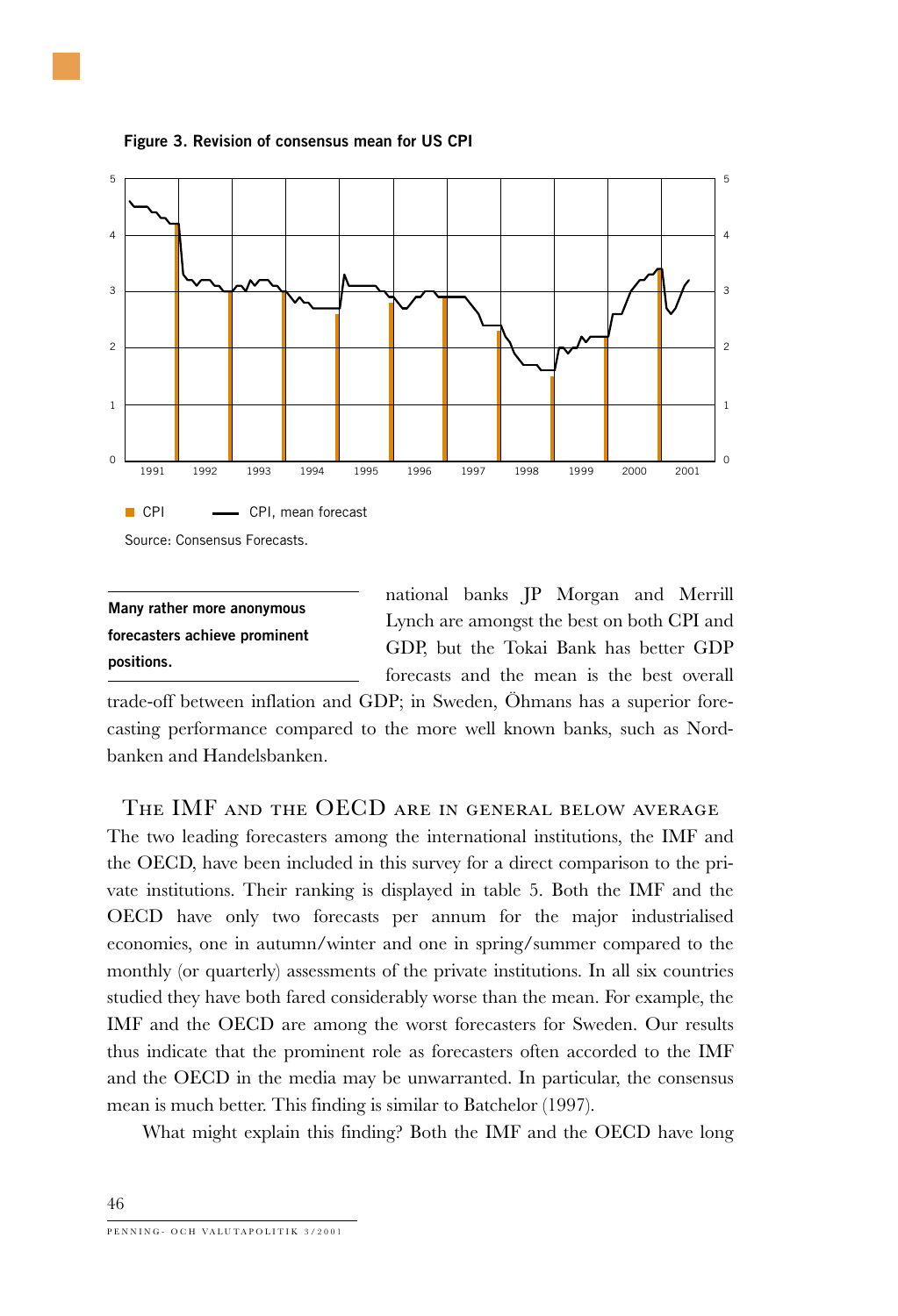**Figure 3. Revision of consensus mean for US CPI**

Source: Consensus Forecasts.

> **Many rather more anonymous forecasters achieve prominent positions.**

national banks JP Morgan and Merrill Lynch are amongst the best on both CPI and GDP, but the Tokai Bank has better GDP forecasts and the mean is the best overall trade-off between inflation and GDP; in Sweden, Öhmans has a superior forecasting performance compared to the more well known banks, such as Nordbanken and Handelsbanken.

## The IMF and the OECD are in general below average

The two leading forecasters among the international institutions, the IMF and the OECD, have been included in this survey for a direct comparison to the private institutions. Their ranking is displayed in table 5. Both the IMF and the OECD have only two forecasts per annum for the major industrialised economies, one in autumn/winter and one in spring/summer compared to the monthly (or quarterly) assessments of the private institutions. In all six countries studied they have both fared considerably worse than the mean. For example, the IMF and the OECD are among the worst forecasters for Sweden. Our results thus indicate that the prominent role as forecasters often accorded to the IMF and the OECD in the media may be unwarranted. In particular, the consensus mean is much better. This finding is similar to Batchelor (1997).

What might explain this finding? Both the IMF and the OECD have long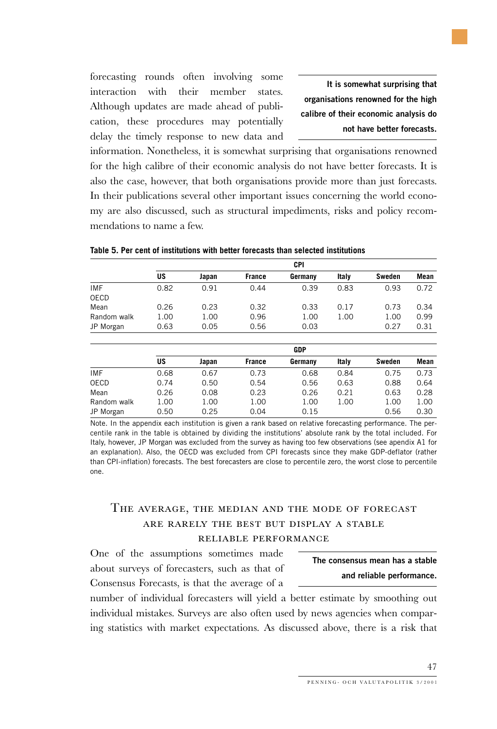forecasting rounds often involving some interaction with their member states. Although updates are made ahead of publication, these procedures may potentially delay the timely response to new data and information. Nonetheless, it is somewhat surprising that organisations renowned for the high calibre of their economic analysis do not have better forecasts. It is also the case, however, that both organisations provide more than just forecasts. In their publications several other important issues concerning the world economy are also discussed, such as structural impediments, risks and policy recommendations to name a few.

**It is somewhat surprising that organisations renowned for the high calibre of their economic analysis do not have better forecasts.**

**Table 5. Per cent of institutions with better forecasts than selected institutions**

| | CPI | | | | | | |
|---|---|---|---|---|---|---|---|
| | **US** | **Japan** | **France** | **Germany** | **Italy** | **Sweden** | **Mean** |
| IMF | 0.82 | 0.91 | 0.44 | 0.39 | 0.83 | 0.93 | 0.72 |
| OECD | | | | | | | |
| Mean | 0.26 | 0.23 | 0.32 | 0.33 | 0.17 | 0.73 | 0.34 |
| Random walk | 1.00 | 1.00 | 0.96 | 1.00 | 1.00 | 1.00 | 0.99 |
| JP Morgan | 0.63 | 0.05 | 0.56 | 0.03 | | 0.27 | 0.31 |

| | GDP | | | | | | |
|---|---|---|---|---|---|---|---|
| | **US** | **Japan** | **France** | **Germany** | **Italy** | **Sweden** | **Mean** |
| IMF | 0.68 | 0.67 | 0.73 | 0.68 | 0.84 | 0.75 | 0.73 |
| OECD | 0.74 | 0.50 | 0.54 | 0.56 | 0.63 | 0.88 | 0.64 |
| Mean | 0.26 | 0.08 | 0.23 | 0.26 | 0.21 | 0.63 | 0.28 |
| Random walk | 1.00 | 1.00 | 1.00 | 1.00 | 1.00 | 1.00 | 1.00 |
| JP Morgan | 0.50 | 0.25 | 0.04 | 0.15 | | 0.56 | 0.30 |

Note. In the appendix each institution is given a rank based on relative forecasting performance. The percentile rank in the table is obtained by dividing the institutions' absolute rank by the total included. For Italy, however, JP Morgan was excluded from the survey as having too few observations (see apendix A1 for an explanation). Also, the OECD was excluded from CPI forecasts since they make GDP-deflator (rather than CPI-inflation) forecasts. The best forecasters are close to percentile zero, the worst close to percentile one.

## The average, the median and the mode of forecast are rarely the best but display a stable reliable performance

One of the assumptions sometimes made about surveys of forecasters, such as that of Consensus Forecasts, is that the average of a number of individual forecasters will yield a better estimate by smoothing out individual mistakes. Surveys are also often used by news agencies when comparing statistics with market expectations. As discussed above, there is a risk that

**The consensus mean has a stable and reliable performance.**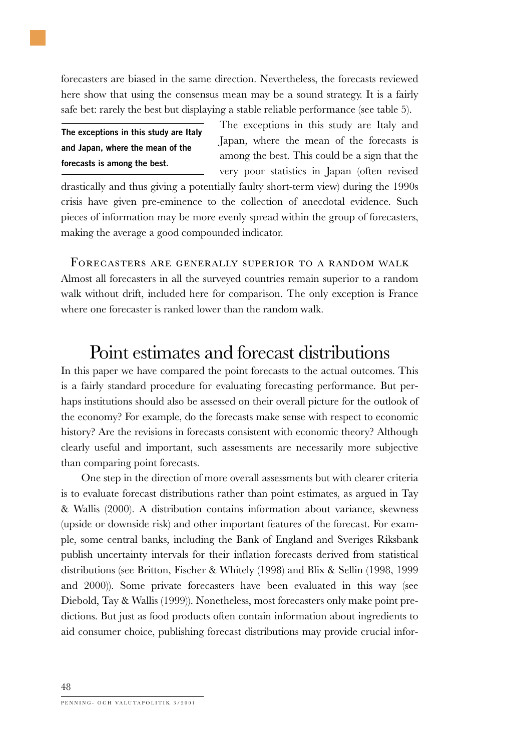forecasters are biased in the same direction. Nevertheless, the forecasts reviewed here show that using the consensus mean may be a sound strategy. It is a fairly safe bet: rarely the best but displaying a stable reliable performance (see table 5).

**The exceptions in this study are Italy and Japan, where the mean of the forecasts is among the best.**

The exceptions in this study are Italy and Japan, where the mean of the forecasts is among the best. This could be a sign that the very poor statistics in Japan (often revised drastically and thus giving a potentially faulty short-term view) during the 1990s crisis have given pre-eminence to the collection of anecdotal evidence. Such pieces of information may be more evenly spread within the group of forecasters, making the average a good compounded indicator.

### Forecasters are generally superior to a random walk

Almost all forecasters in all the surveyed countries remain superior to a random walk without drift, included here for comparison. The only exception is France where one forecaster is ranked lower than the random walk.

## Point estimates and forecast distributions

In this paper we have compared the point forecasts to the actual outcomes. This is a fairly standard procedure for evaluating forecasting performance. But perhaps institutions should also be assessed on their overall picture for the outlook of the economy? For example, do the forecasts make sense with respect to economic history? Are the revisions in forecasts consistent with economic theory? Although clearly useful and important, such assessments are necessarily more subjective than comparing point forecasts.

One step in the direction of more overall assessments but with clearer criteria is to evaluate forecast distributions rather than point estimates, as argued in Tay & Wallis (2000). A distribution contains information about variance, skewness (upside or downside risk) and other important features of the forecast. For example, some central banks, including the Bank of England and Sveriges Riksbank publish uncertainty intervals for their inflation forecasts derived from statistical distributions (see Britton, Fischer & Whitely (1998) and Blix & Sellin (1998, 1999 and 2000)). Some private forecasters have been evaluated in this way (see Diebold, Tay & Wallis (1999)). Nonetheless, most forecasters only make point predictions. But just as food products often contain information about ingredients to aid consumer choice, publishing forecast distributions may provide crucial infor-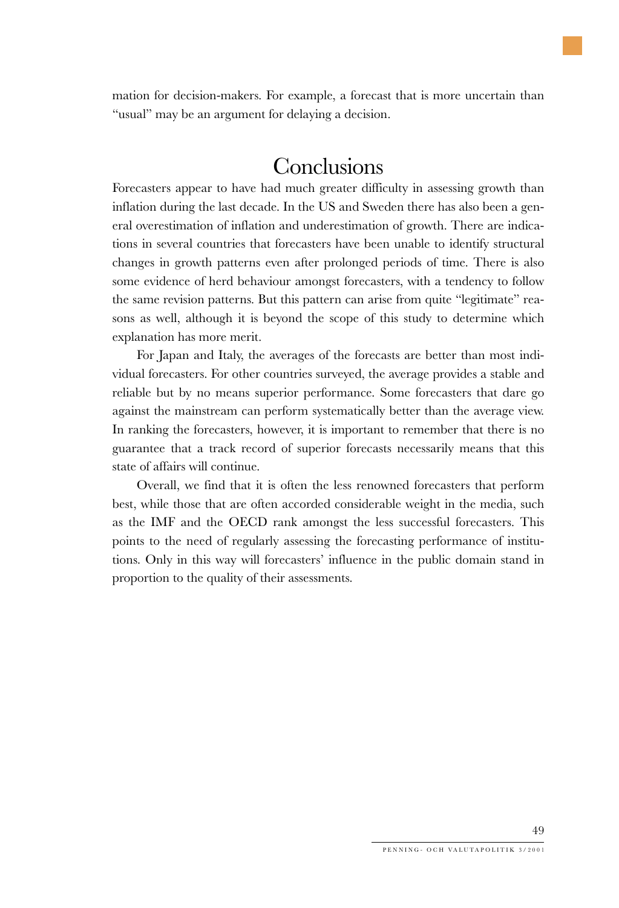mation for decision-makers. For example, a forecast that is more uncertain than "usual" may be an argument for delaying a decision.

# Conclusions

Forecasters appear to have had much greater difficulty in assessing growth than inflation during the last decade. In the US and Sweden there has also been a general overestimation of inflation and underestimation of growth. There are indications in several countries that forecasters have been unable to identify structural changes in growth patterns even after prolonged periods of time. There is also some evidence of herd behaviour amongst forecasters, with a tendency to follow the same revision patterns. But this pattern can arise from quite "legitimate" reasons as well, although it is beyond the scope of this study to determine which explanation has more merit.

For Japan and Italy, the averages of the forecasts are better than most individual forecasters. For other countries surveyed, the average provides a stable and reliable but by no means superior performance. Some forecasters that dare go against the mainstream can perform systematically better than the average view. In ranking the forecasters, however, it is important to remember that there is no guarantee that a track record of superior forecasts necessarily means that this state of affairs will continue.

Overall, we find that it is often the less renowned forecasters that perform best, while those that are often accorded considerable weight in the media, such as the IMF and the OECD rank amongst the less successful forecasters. This points to the need of regularly assessing the forecasting performance of institutions. Only in this way will forecasters' influence in the public domain stand in proportion to the quality of their assessments.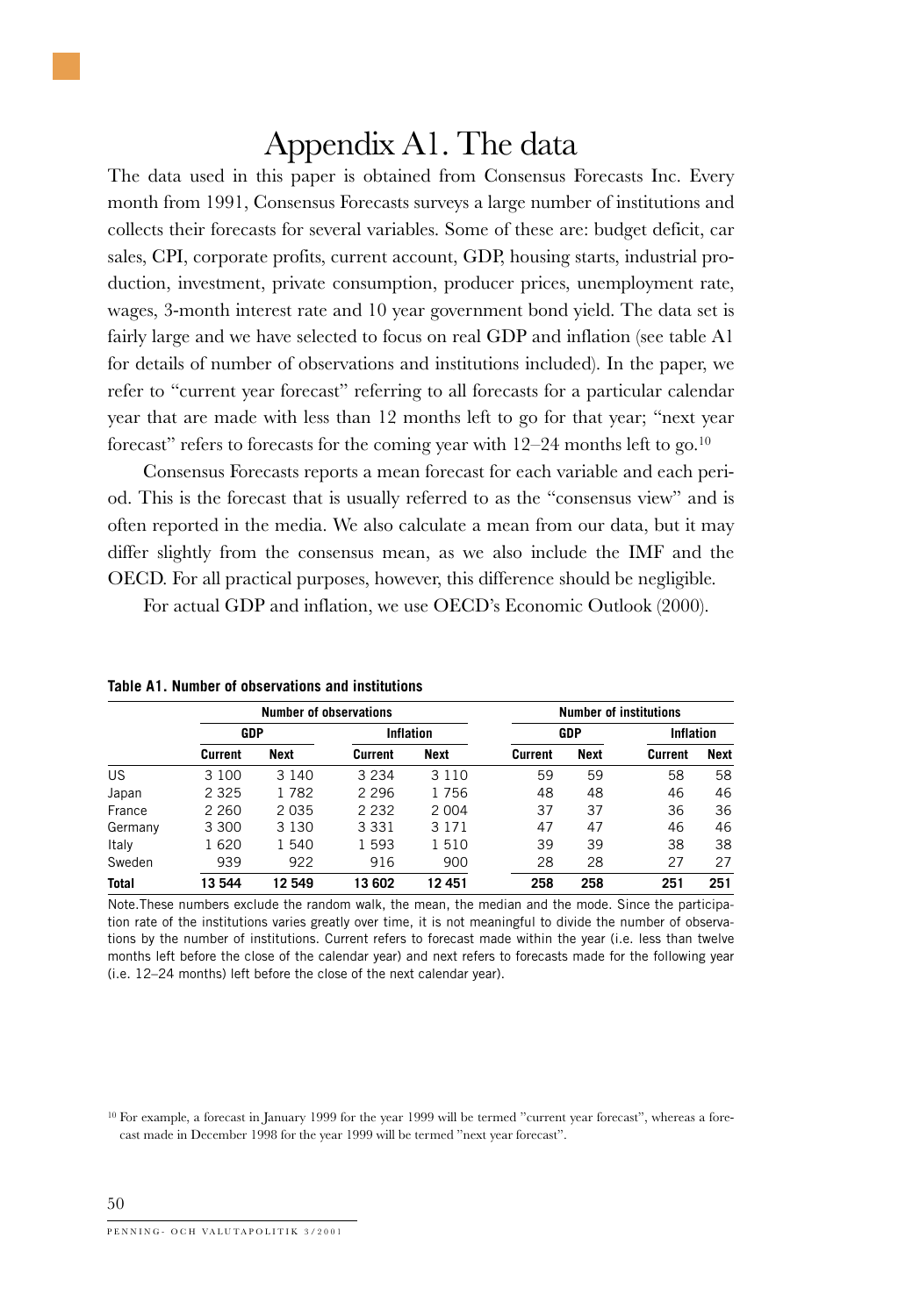# Appendix A1. The data

The data used in this paper is obtained from Consensus Forecasts Inc. Every month from 1991, Consensus Forecasts surveys a large number of institutions and collects their forecasts for several variables. Some of these are: budget deficit, car sales, CPI, corporate profits, current account, GDP, housing starts, industrial production, investment, private consumption, producer prices, unemployment rate, wages, 3-month interest rate and 10 year government bond yield. The data set is fairly large and we have selected to focus on real GDP and inflation (see table A1 for details of number of observations and institutions included). In the paper, we refer to "current year forecast" referring to all forecasts for a particular calendar year that are made with less than 12 months left to go for that year; "next year forecast" refers to forecasts for the coming year with 12–24 months left to go.[10]

Consensus Forecasts reports a mean forecast for each variable and each period. This is the forecast that is usually referred to as the "consensus view" and is often reported in the media. We also calculate a mean from our data, but it may differ slightly from the consensus mean, as we also include the IMF and the OECD. For all practical purposes, however, this difference should be negligible.

For actual GDP and inflation, we use OECD's Economic Outlook (2000).

**Table A1. Number of observations and institutions**

| | Number of observations | | | | Number of institutions | | | |
|---|---|---|---|---|---|---|---|---|
| | GDP | | Inflation | | GDP | | Inflation | |
| | **Current** | **Next** | **Current** | **Next** | **Current** | **Next** | **Current** | **Next** |
| US | 3 100 | 3 140 | 3 234 | 3 110 | 59 | 59 | 58 | 58 |
| Japan | 2 325 | 1 782 | 2 296 | 1 756 | 48 | 48 | 46 | 46 |
| France | 2 260 | 2 035 | 2 232 | 2 004 | 37 | 37 | 36 | 36 |
| Germany | 3 300 | 3 130 | 3 331 | 3 171 | 47 | 47 | 46 | 46 |
| Italy | 1 620 | 1 540 | 1 593 | 1 510 | 39 | 39 | 38 | 38 |
| Sweden | 939 | 922 | 916 | 900 | 28 | 28 | 27 | 27 |
| **Total** | **13 544** | **12 549** | **13 602** | **12 451** | **258** | **258** | **251** | **251** |

Note.These numbers exclude the random walk, the mean, the median and the mode. Since the participation rate of the institutions varies greatly over time, it is not meaningful to divide the number of observations by the number of institutions. Current refers to forecast made within the year (i.e. less than twelve months left before the close of the calendar year) and next refers to forecasts made for the following year (i.e. 12–24 months) left before the close of the next calendar year).

[10] For example, a forecast in January 1999 for the year 1999 will be termed "current year forecast", whereas a forecast made in December 1998 for the year 1999 will be termed "next year forecast".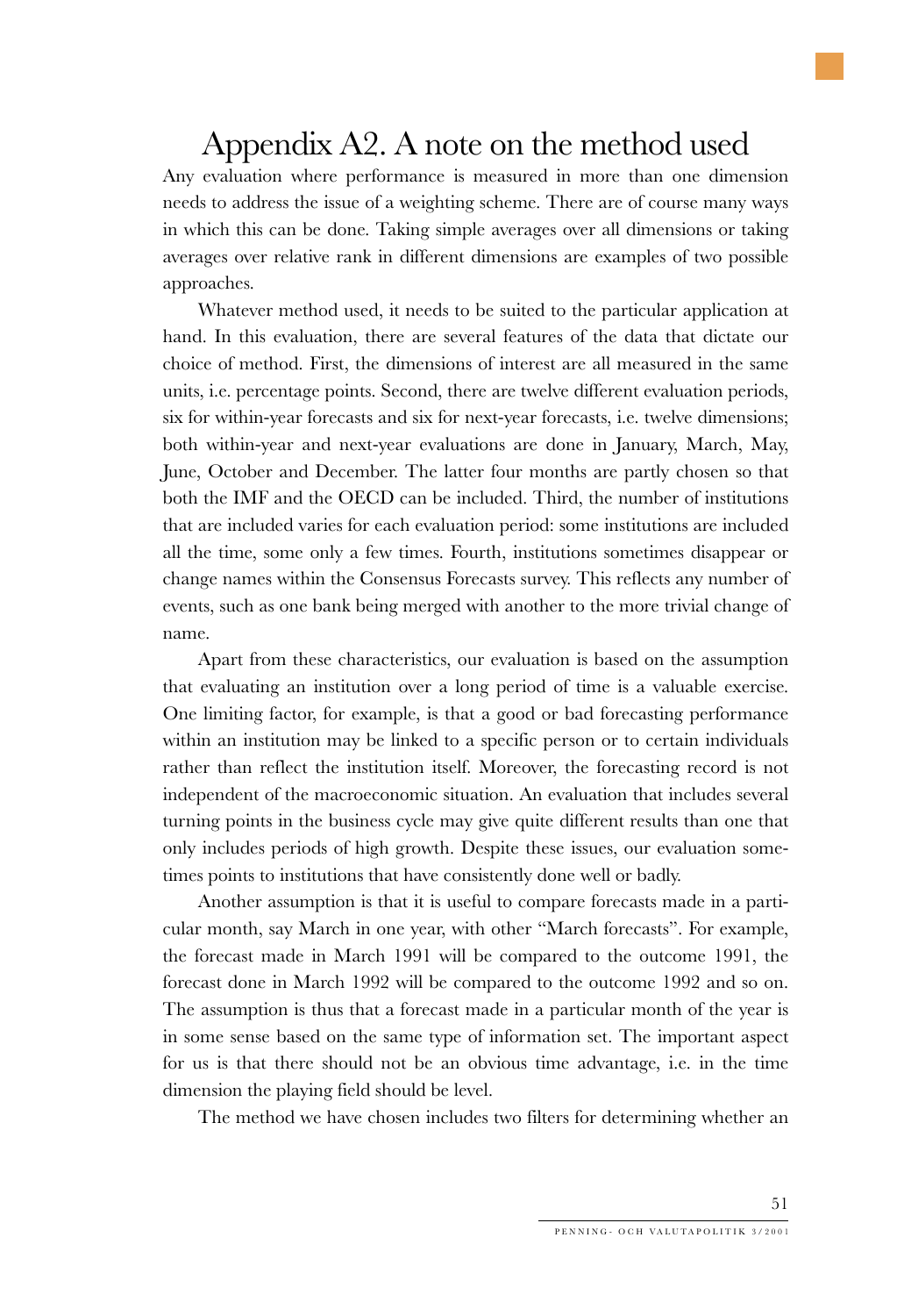# Appendix A2. A note on the method used

Any evaluation where performance is measured in more than one dimension needs to address the issue of a weighting scheme. There are of course many ways in which this can be done. Taking simple averages over all dimensions or taking averages over relative rank in different dimensions are examples of two possible approaches.

Whatever method used, it needs to be suited to the particular application at hand. In this evaluation, there are several features of the data that dictate our choice of method. First, the dimensions of interest are all measured in the same units, i.e. percentage points. Second, there are twelve different evaluation periods, six for within-year forecasts and six for next-year forecasts, i.e. twelve dimensions; both within-year and next-year evaluations are done in January, March, May, June, October and December. The latter four months are partly chosen so that both the IMF and the OECD can be included. Third, the number of institutions that are included varies for each evaluation period: some institutions are included all the time, some only a few times. Fourth, institutions sometimes disappear or change names within the Consensus Forecasts survey. This reflects any number of events, such as one bank being merged with another to the more trivial change of name.

Apart from these characteristics, our evaluation is based on the assumption that evaluating an institution over a long period of time is a valuable exercise. One limiting factor, for example, is that a good or bad forecasting performance within an institution may be linked to a specific person or to certain individuals rather than reflect the institution itself. Moreover, the forecasting record is not independent of the macroeconomic situation. An evaluation that includes several turning points in the business cycle may give quite different results than one that only includes periods of high growth. Despite these issues, our evaluation sometimes points to institutions that have consistently done well or badly.

Another assumption is that it is useful to compare forecasts made in a particular month, say March in one year, with other "March forecasts". For example, the forecast made in March 1991 will be compared to the outcome 1991, the forecast done in March 1992 will be compared to the outcome 1992 and so on. The assumption is thus that a forecast made in a particular month of the year is in some sense based on the same type of information set. The important aspect for us is that there should not be an obvious time advantage, i.e. in the time dimension the playing field should be level.

The method we have chosen includes two filters for determining whether an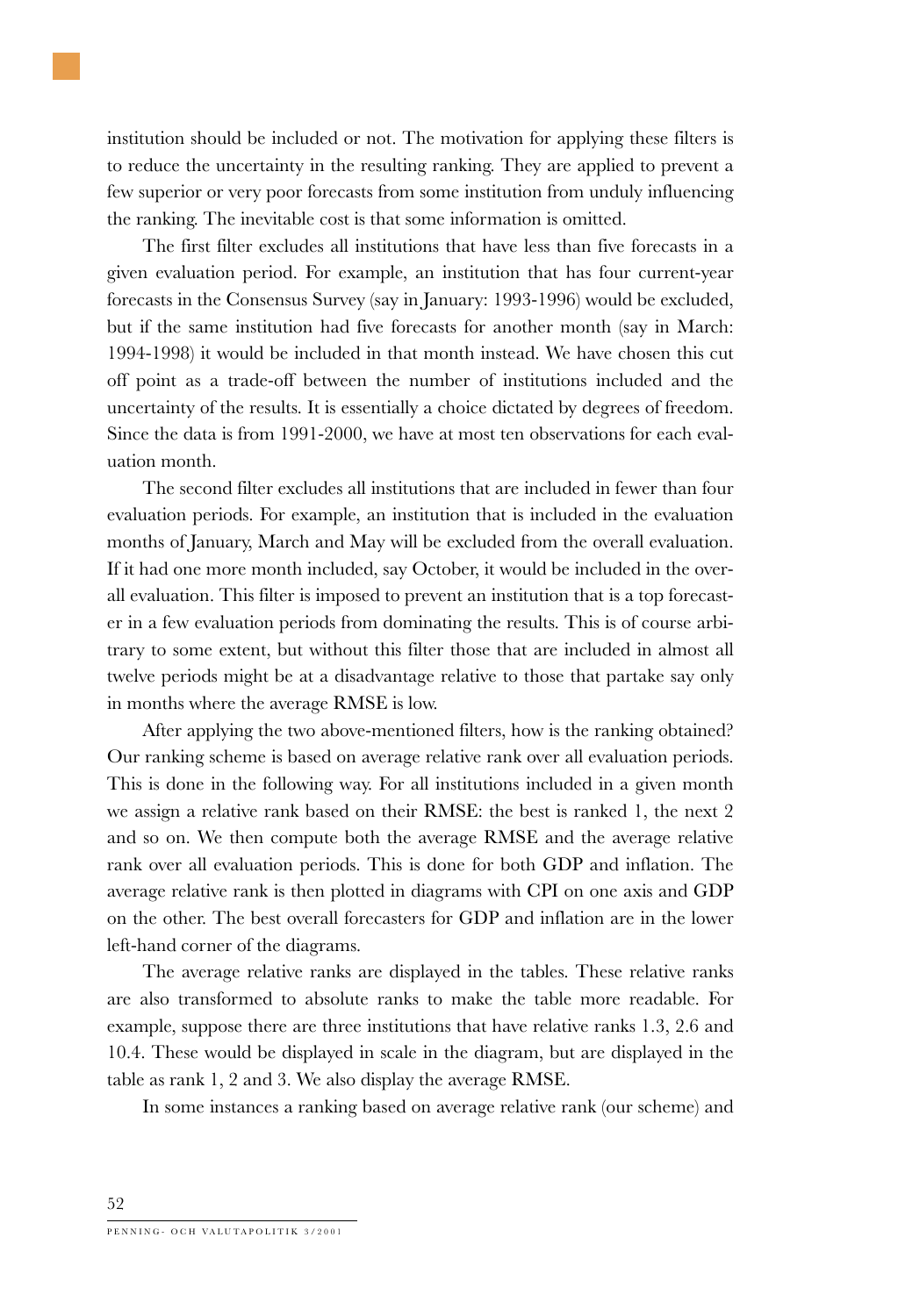institution should be included or not. The motivation for applying these filters is to reduce the uncertainty in the resulting ranking. They are applied to prevent a few superior or very poor forecasts from some institution from unduly influencing the ranking. The inevitable cost is that some information is omitted.

The first filter excludes all institutions that have less than five forecasts in a given evaluation period. For example, an institution that has four current-year forecasts in the Consensus Survey (say in January: 1993-1996) would be excluded, but if the same institution had five forecasts for another month (say in March: 1994-1998) it would be included in that month instead. We have chosen this cut off point as a trade-off between the number of institutions included and the uncertainty of the results. It is essentially a choice dictated by degrees of freedom. Since the data is from 1991-2000, we have at most ten observations for each evaluation month.

The second filter excludes all institutions that are included in fewer than four evaluation periods. For example, an institution that is included in the evaluation months of January, March and May will be excluded from the overall evaluation. If it had one more month included, say October, it would be included in the overall evaluation. This filter is imposed to prevent an institution that is a top forecaster in a few evaluation periods from dominating the results. This is of course arbitrary to some extent, but without this filter those that are included in almost all twelve periods might be at a disadvantage relative to those that partake say only in months where the average RMSE is low.

After applying the two above-mentioned filters, how is the ranking obtained? Our ranking scheme is based on average relative rank over all evaluation periods. This is done in the following way. For all institutions included in a given month we assign a relative rank based on their RMSE: the best is ranked 1, the next 2 and so on. We then compute both the average RMSE and the average relative rank over all evaluation periods. This is done for both GDP and inflation. The average relative rank is then plotted in diagrams with CPI on one axis and GDP on the other. The best overall forecasters for GDP and inflation are in the lower left-hand corner of the diagrams.

The average relative ranks are displayed in the tables. These relative ranks are also transformed to absolute ranks to make the table more readable. For example, suppose there are three institutions that have relative ranks 1.3, 2.6 and 10.4. These would be displayed in scale in the diagram, but are displayed in the table as rank 1, 2 and 3. We also display the average RMSE.

In some instances a ranking based on average relative rank (our scheme) and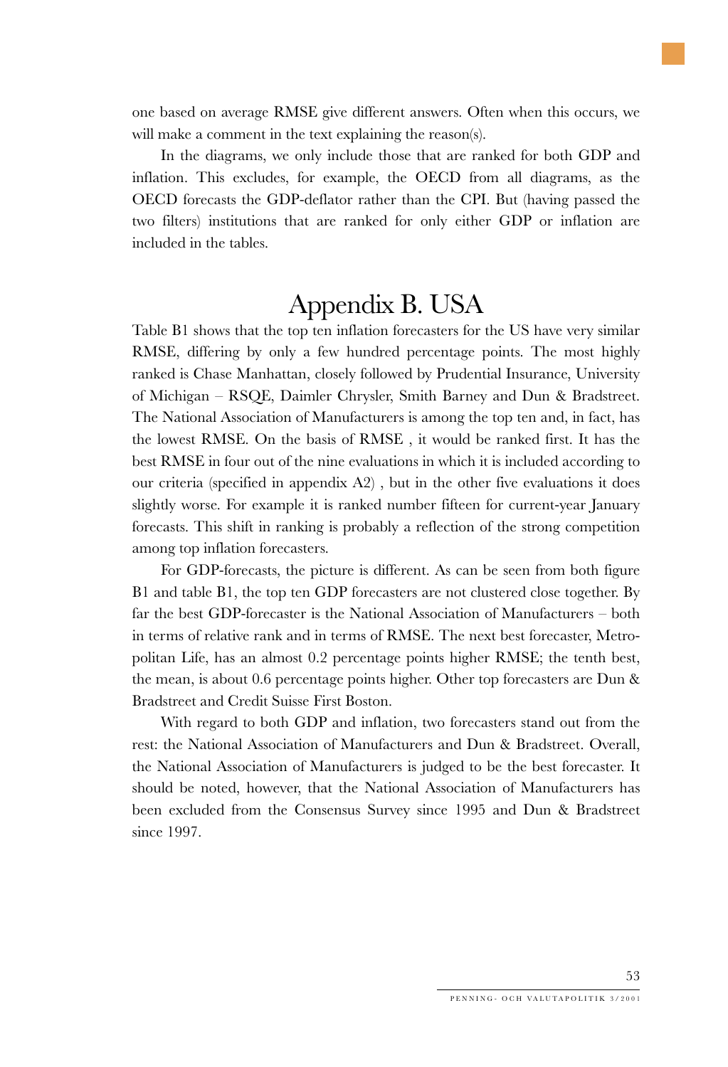one based on average RMSE give different answers. Often when this occurs, we will make a comment in the text explaining the reason(s).

In the diagrams, we only include those that are ranked for both GDP and inflation. This excludes, for example, the OECD from all diagrams, as the OECD forecasts the GDP-deflator rather than the CPI. But (having passed the two filters) institutions that are ranked for only either GDP or inflation are included in the tables.

# Appendix B. USA

Table B1 shows that the top ten inflation forecasters for the US have very similar RMSE, differing by only a few hundred percentage points. The most highly ranked is Chase Manhattan, closely followed by Prudential Insurance, University of Michigan – RSQE, Daimler Chrysler, Smith Barney and Dun & Bradstreet. The National Association of Manufacturers is among the top ten and, in fact, has the lowest RMSE. On the basis of RMSE , it would be ranked first. It has the best RMSE in four out of the nine evaluations in which it is included according to our criteria (specified in appendix A2) , but in the other five evaluations it does slightly worse. For example it is ranked number fifteen for current-year January forecasts. This shift in ranking is probably a reflection of the strong competition among top inflation forecasters.

For GDP-forecasts, the picture is different. As can be seen from both figure B1 and table B1, the top ten GDP forecasters are not clustered close together. By far the best GDP-forecaster is the National Association of Manufacturers – both in terms of relative rank and in terms of RMSE. The next best forecaster, Metropolitan Life, has an almost 0.2 percentage points higher RMSE; the tenth best, the mean, is about 0.6 percentage points higher. Other top forecasters are Dun & Bradstreet and Credit Suisse First Boston.

With regard to both GDP and inflation, two forecasters stand out from the rest: the National Association of Manufacturers and Dun & Bradstreet. Overall, the National Association of Manufacturers is judged to be the best forecaster. It should be noted, however, that the National Association of Manufacturers has been excluded from the Consensus Survey since 1995 and Dun & Bradstreet since 1997.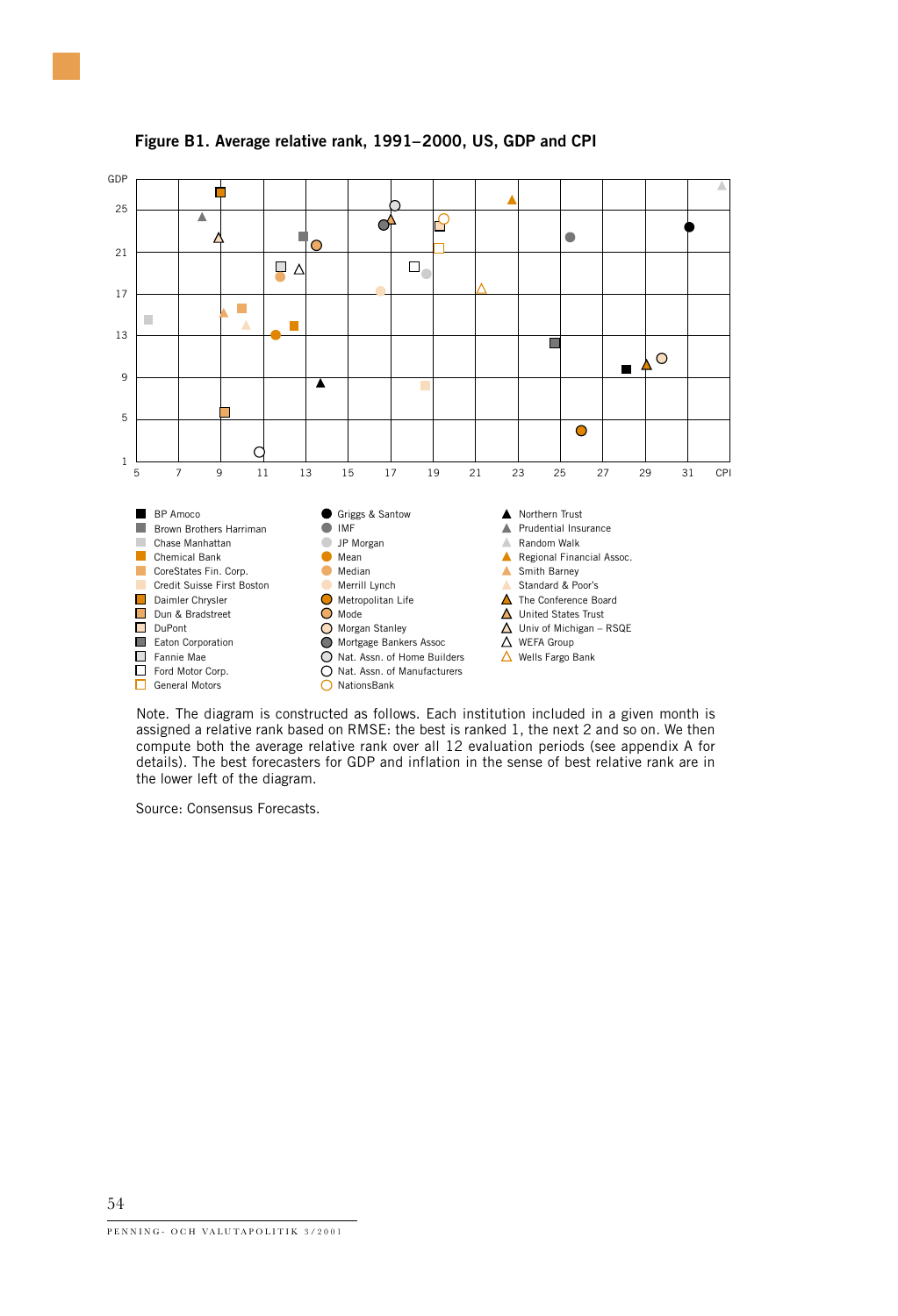**Figure B1. Average relative rank, 1991–2000, US, GDP and CPI**

GDP

25

21

17

13

9

5

1

5 7 9 11 13 15 17 19 21 23 25 27 29 31 CPI

BP Amoco
Brown Brothers Harriman
Chase Manhattan
Chemical Bank
CoreStates Fin. Corp.
Credit Suisse First Boston
Daimler Chrysler
Dun & Bradstreet
DuPont
Eaton Corporation
Fannie Mae
Ford Motor Corp.
General Motors
Griggs & Santow
IMF
JP Morgan
Mean
Median
Merrill Lynch
Metropolitan Life
Mode
Morgan Stanley
Mortgage Bankers Assoc
Nat. Assn. of Home Builders
Nat. Assn. of Manufacturers
NationsBank
Northern Trust
Prudential Insurance
Random Walk
Regional Financial Assoc.
Smith Barney
Standard & Poor's
The Conference Board
United States Trust
Univ of Michigan – RSQE
WEFA Group
Wells Fargo Bank

Note. The diagram is constructed as follows. Each institution included in a given month is assigned a relative rank based on RMSE: the best is ranked 1, the next 2 and so on. We then compute both the average relative rank over all 12 evaluation periods (see appendix A for details). The best forecasters for GDP and inflation in the sense of best relative rank are in the lower left of the diagram.

Source: Consensus Forecasts.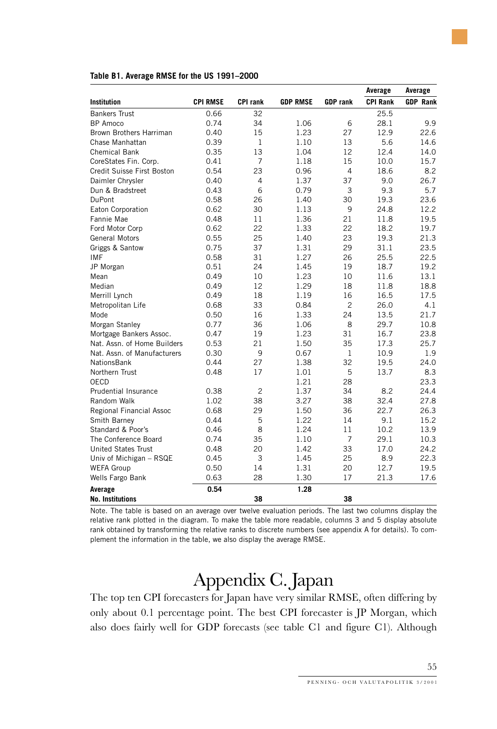**Table B1. Average RMSE for the US 1991–2000**

| Institution | CPI RMSE | CPI rank | GDP RMSE | GDP rank | Average CPI Rank | Average GDP Rank |
|---|---|---|---|---|---|---|
| Bankers Trust | 0.66 | 32 | | | 25.5 | |
| BP Amoco | 0.74 | 34 | 1.06 | 6 | 28.1 | 9.9 |
| Brown Brothers Harriman | 0.40 | 15 | 1.23 | 27 | 12.9 | 22.6 |
| Chase Manhattan | 0.39 | 1 | 1.10 | 13 | 5.6 | 14.6 |
| Chemical Bank | 0.35 | 13 | 1.04 | 12 | 12.4 | 14.0 |
| CoreStates Fin. Corp. | 0.41 | 7 | 1.18 | 15 | 10.0 | 15.7 |
| Credit Suisse First Boston | 0.54 | 23 | 0.96 | 4 | 18.6 | 8.2 |
| Daimler Chrysler | 0.40 | 4 | 1.37 | 37 | 9.0 | 26.7 |
| Dun & Bradstreet | 0.43 | 6 | 0.79 | 3 | 9.3 | 5.7 |
| DuPont | 0.58 | 26 | 1.40 | 30 | 19.3 | 23.6 |
| Eaton Corporation | 0.62 | 30 | 1.13 | 9 | 24.8 | 12.2 |
| Fannie Mae | 0.48 | 11 | 1.36 | 21 | 11.8 | 19.5 |
| Ford Motor Corp | 0.62 | 22 | 1.33 | 22 | 18.2 | 19.7 |
| General Motors | 0.55 | 25 | 1.40 | 23 | 19.3 | 21.3 |
| Griggs & Santow | 0.75 | 37 | 1.31 | 29 | 31.1 | 23.5 |
| IMF | 0.58 | 31 | 1.27 | 26 | 25.5 | 22.5 |
| JP Morgan | 0.51 | 24 | 1.45 | 19 | 18.7 | 19.2 |
| Mean | 0.49 | 10 | 1.23 | 10 | 11.6 | 13.1 |
| Median | 0.49 | 12 | 1.29 | 18 | 11.8 | 18.8 |
| Merrill Lynch | 0.49 | 18 | 1.19 | 16 | 16.5 | 17.5 |
| Metropolitan Life | 0.68 | 33 | 0.84 | 2 | 26.0 | 4.1 |
| Mode | 0.50 | 16 | 1.33 | 24 | 13.5 | 21.7 |
| Morgan Stanley | 0.77 | 36 | 1.06 | 8 | 29.7 | 10.8 |
| Mortgage Bankers Assoc. | 0.47 | 19 | 1.23 | 31 | 16.7 | 23.8 |
| Nat. Assn. of Home Builders | 0.53 | 21 | 1.50 | 35 | 17.3 | 25.7 |
| Nat. Assn. of Manufacturers | 0.30 | 9 | 0.67 | 1 | 10.9 | 1.9 |
| NationsBank | 0.44 | 27 | 1.38 | 32 | 19.5 | 24.0 |
| Northern Trust | 0.48 | 17 | 1.01 | 5 | 13.7 | 8.3 |
| OECD | | | 1.21 | 28 | | 23.3 |
| Prudential Insurance | 0.38 | 2 | 1.37 | 34 | 8.2 | 24.4 |
| Random Walk | 1.02 | 38 | 3.27 | 38 | 32.4 | 27.8 |
| Regional Financial Assoc | 0.68 | 29 | 1.50 | 36 | 22.7 | 26.3 |
| Smith Barney | 0.44 | 5 | 1.22 | 14 | 9.1 | 15.2 |
| Standard & Poor's | 0.46 | 8 | 1.24 | 11 | 10.2 | 13.9 |
| The Conference Board | 0.74 | 35 | 1.10 | 7 | 29.1 | 10.3 |
| United States Trust | 0.48 | 20 | 1.42 | 33 | 17.0 | 24.2 |
| Univ of Michigan – RSQE | 0.45 | 3 | 1.45 | 25 | 8.9 | 22.3 |
| WEFA Group | 0.50 | 14 | 1.31 | 20 | 12.7 | 19.5 |
| Wells Fargo Bank | 0.63 | 28 | 1.30 | 17 | 21.3 | 17.6 |
| **Average** | **0.54** | | **1.28** | | | |
| **No. Institutions** | | **38** | | **38** | | |

Note. The table is based on an average over twelve evaluation periods. The last two columns display the relative rank plotted in the diagram. To make the table more readable, columns 3 and 5 display absolute rank obtained by transforming the relative ranks to discrete numbers (see appendix A for details). To complement the information in the table, we also display the average RMSE.

# Appendix C. Japan

The top ten CPI forecasters for Japan have very similar RMSE, often differing by only about 0.1 percentage point. The best CPI forecaster is JP Morgan, which also does fairly well for GDP forecasts (see table C1 and figure C1). Although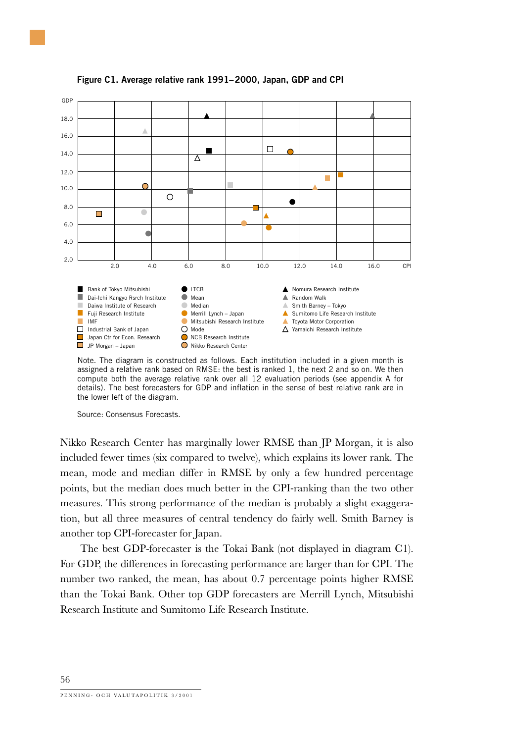**Figure C1. Average relative rank 1991–2000, Japan, GDP and CPI**

GDP

18.0
16.0
14.0
12.0
10.0
8.0
6.0
4.0
2.0

2.0 4.0 6.0 8.0 10.0 12.0 14.0 16.0 CPI

Bank of Tokyo Mitsubishi
Dai-Ichi Kangyo Rsrch Institute
Daiwa Institute of Research
Fuji Research Institute
IMF
Industrial Bank of Japan
Japan Ctr for Econ. Research
JP Morgan – Japan
LTCB
Mean
Median
Merrill Lynch – Japan
Mitsubishi Research Institute
Mode
NCB Research Institute
Nikko Research Center
Nomura Research Institute
Random Walk
Smith Barney – Tokyo
Sumitomo Life Research Institute
Toyota Motor Corporation
Yamaichi Research Institute

Note. The diagram is constructed as follows. Each institution included in a given month is assigned a relative rank based on RMSE: the best is ranked 1, the next 2 and so on. We then compute both the average relative rank over all 12 evaluation periods (see appendix A for details). The best forecasters for GDP and inflation in the sense of best relative rank are in the lower left of the diagram.

Source: Consensus Forecasts.

Nikko Research Center has marginally lower RMSE than JP Morgan, it is also included fewer times (six compared to twelve), which explains its lower rank. The mean, mode and median differ in RMSE by only a few hundred percentage points, but the median does much better in the CPI-ranking than the two other measures. This strong performance of the median is probably a slight exaggeration, but all three measures of central tendency do fairly well. Smith Barney is another top CPI-forecaster for Japan.

The best GDP-forecaster is the Tokai Bank (not displayed in diagram C1). For GDP, the differences in forecasting performance are larger than for CPI. The number two ranked, the mean, has about 0.7 percentage points higher RMSE than the Tokai Bank. Other top GDP forecasters are Merrill Lynch, Mitsubishi Research Institute and Sumitomo Life Research Institute.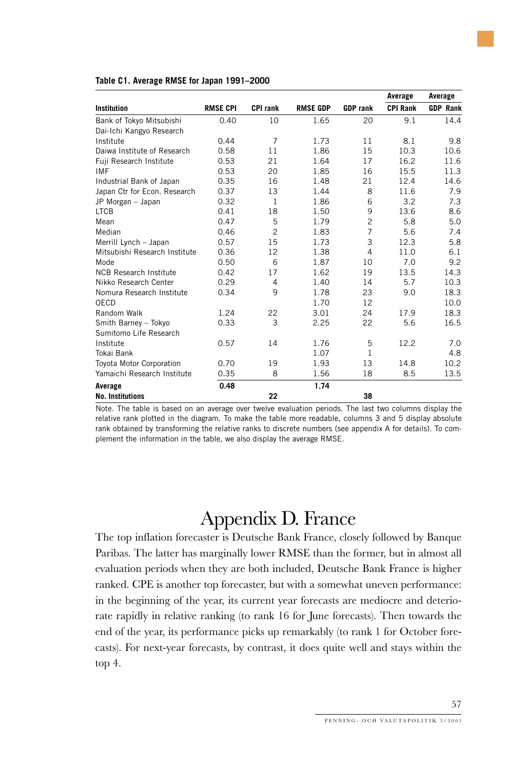**Table C1. Average RMSE for Japan 1991–2000**

| Institution | RMSE CPI | CPI rank | RMSE GDP | GDP rank | Average CPI Rank | Average GDP Rank |
|---|---|---|---|---|---|---|
| Bank of Tokyo Mitsubishi | 0.40 | 10 | 1.65 | 20 | 9.1 | 14.4 |
| Dai-Ichi Kangyo Research Institute | 0.44 | 7 | 1.73 | 11 | 8.1 | 9.8 |
| Daiwa Institute of Research | 0.58 | 11 | 1.86 | 15 | 10.3 | 10.6 |
| Fuji Research Institute | 0.53 | 21 | 1.64 | 17 | 16.2 | 11.6 |
| IMF | 0.53 | 20 | 1.85 | 16 | 15.5 | 11.3 |
| Industrial Bank of Japan | 0.35 | 16 | 1.48 | 21 | 12.4 | 14.6 |
| Japan Ctr for Econ. Research | 0.37 | 13 | 1.44 | 8 | 11.6 | 7.9 |
| JP Morgan – Japan | 0.32 | 1 | 1.86 | 6 | 3.2 | 7.3 |
| LTCB | 0.41 | 18 | 1.50 | 9 | 13.6 | 8.6 |
| Mean | 0.47 | 5 | 1.79 | 2 | 5.8 | 5.0 |
| Median | 0.46 | 2 | 1.83 | 7 | 5.6 | 7.4 |
| Merrill Lynch – Japan | 0.57 | 15 | 1.73 | 3 | 12.3 | 5.8 |
| Mitsubishi Research Institute | 0.36 | 12 | 1.38 | 4 | 11.0 | 6.1 |
| Mode | 0.50 | 6 | 1.87 | 10 | 7.0 | 9.2 |
| NCB Research Institute | 0.42 | 17 | 1.62 | 19 | 13.5 | 14.3 |
| Nikko Research Center | 0.29 | 4 | 1.40 | 14 | 5.7 | 10.3 |
| Nomura Research Institute | 0.34 | 9 | 1.78 | 23 | 9.0 | 18.3 |
| OECD | | | 1.70 | 12 | | 10.0 |
| Random Walk | 1.24 | 22 | 3.01 | 24 | 17.9 | 18.3 |
| Smith Barney – Tokyo | 0.33 | 3 | 2.25 | 22 | 5.6 | 16.5 |
| Sumitomo Life Research Institute | 0.57 | 14 | 1.76 | 5 | 12.2 | 7.0 |
| Tokai Bank | | | 1.07 | 1 | | 4.8 |
| Toyota Motor Corporation | 0.70 | 19 | 1.93 | 13 | 14.8 | 10.2 |
| Yamaichi Research Institute | 0.35 | 8 | 1.56 | 18 | 8.5 | 13.5 |
| **Average** | **0.48** | | **1.74** | | | |
| **No. Institutions** | | **22** | | **38** | | |

Note. The table is based on an average over twelve evaluation periods. The last two columns display the relative rank plotted in the diagram. To make the table more readable, columns 3 and 5 display absolute rank obtained by transforming the relative ranks to discrete numbers (see appendix A for details). To complement the information in the table, we also display the average RMSE.

# Appendix D. France

The top inflation forecaster is Deutsche Bank France, closely followed by Banque Paribas. The latter has marginally lower RMSE than the former, but in almost all evaluation periods when they are both included, Deutsche Bank France is higher ranked. CPE is another top forecaster, but with a somewhat uneven performance: in the beginning of the year, its current year forecasts are mediocre and deteriorate rapidly in relative ranking (to rank 16 for June forecasts). Then towards the end of the year, its performance picks up remarkably (to rank 1 for October forecasts). For next-year forecasts, by contrast, it does quite well and stays within the top 4.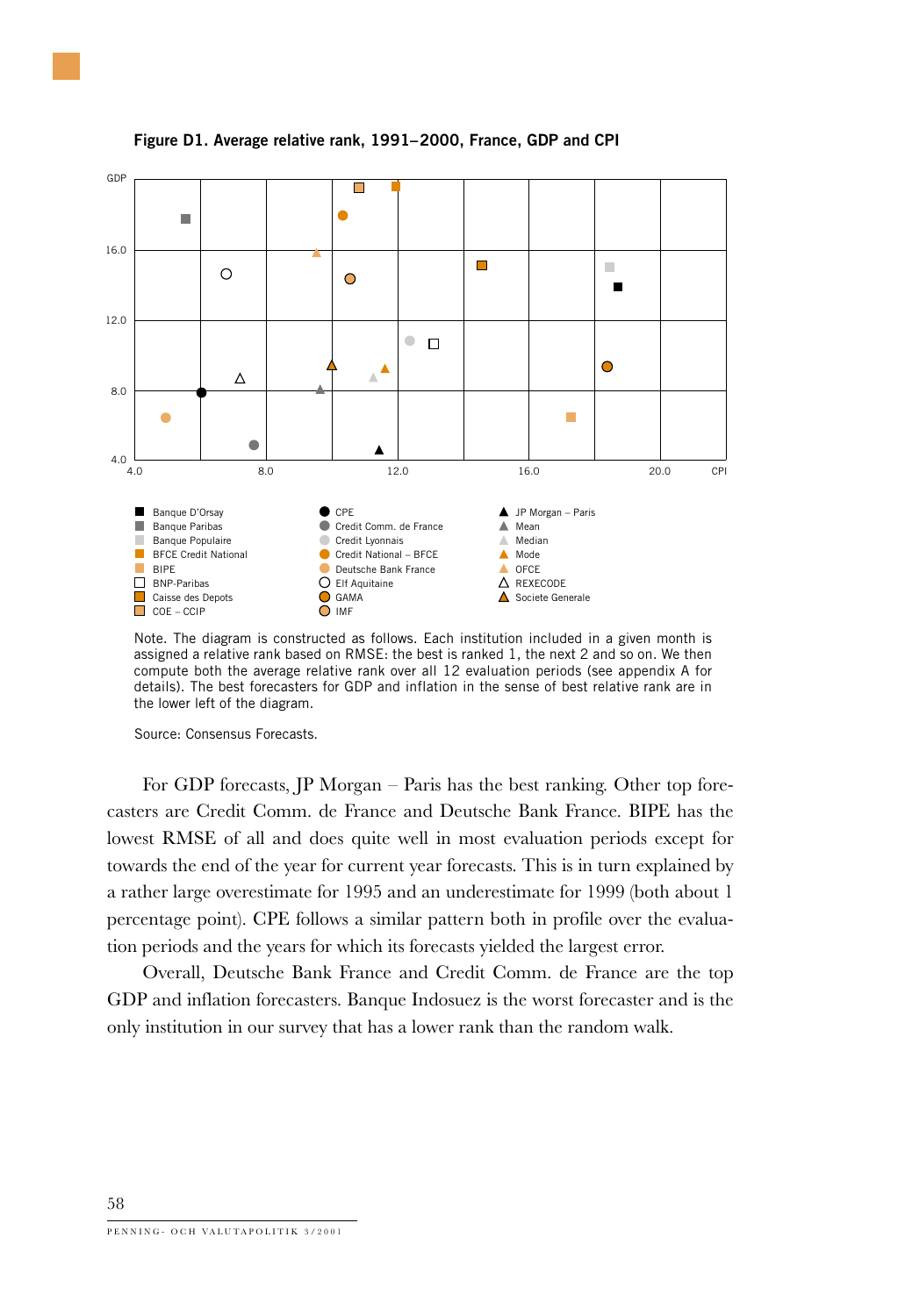**Figure D1. Average relative rank, 1991–2000, France, GDP and CPI**

GDP

16.0

12.0

8.0

4.0

4.0 8.0 12.0 16.0 20.0 CPI

Banque D'Orsay
Banque Paribas
Banque Populaire
BFCE Credit National
BIPE
BNP-Paribas
Caisse des Depots
COE – CCIP
CPE
Credit Comm. de France
Credit Lyonnais
Credit National – BFCE
Deutsche Bank France
Elf Aquitaine
GAMA
IMF
JP Morgan – Paris
Mean
Median
Mode
OFCE
REXECODE
Societe Generale

Note. The diagram is constructed as follows. Each institution included in a given month is assigned a relative rank based on RMSE: the best is ranked 1, the next 2 and so on. We then compute both the average relative rank over all 12 evaluation periods (see appendix A for details). The best forecasters for GDP and inflation in the sense of best relative rank are in the lower left of the diagram.

Source: Consensus Forecasts.

For GDP forecasts, JP Morgan – Paris has the best ranking. Other top forecasters are Credit Comm. de France and Deutsche Bank France. BIPE has the lowest RMSE of all and does quite well in most evaluation periods except for towards the end of the year for current year forecasts. This is in turn explained by a rather large overestimate for 1995 and an underestimate for 1999 (both about 1 percentage point). CPE follows a similar pattern both in profile over the evaluation periods and the years for which its forecasts yielded the largest error.

Overall, Deutsche Bank France and Credit Comm. de France are the top GDP and inflation forecasters. Banque Indosuez is the worst forecaster and is the only institution in our survey that has a lower rank than the random walk.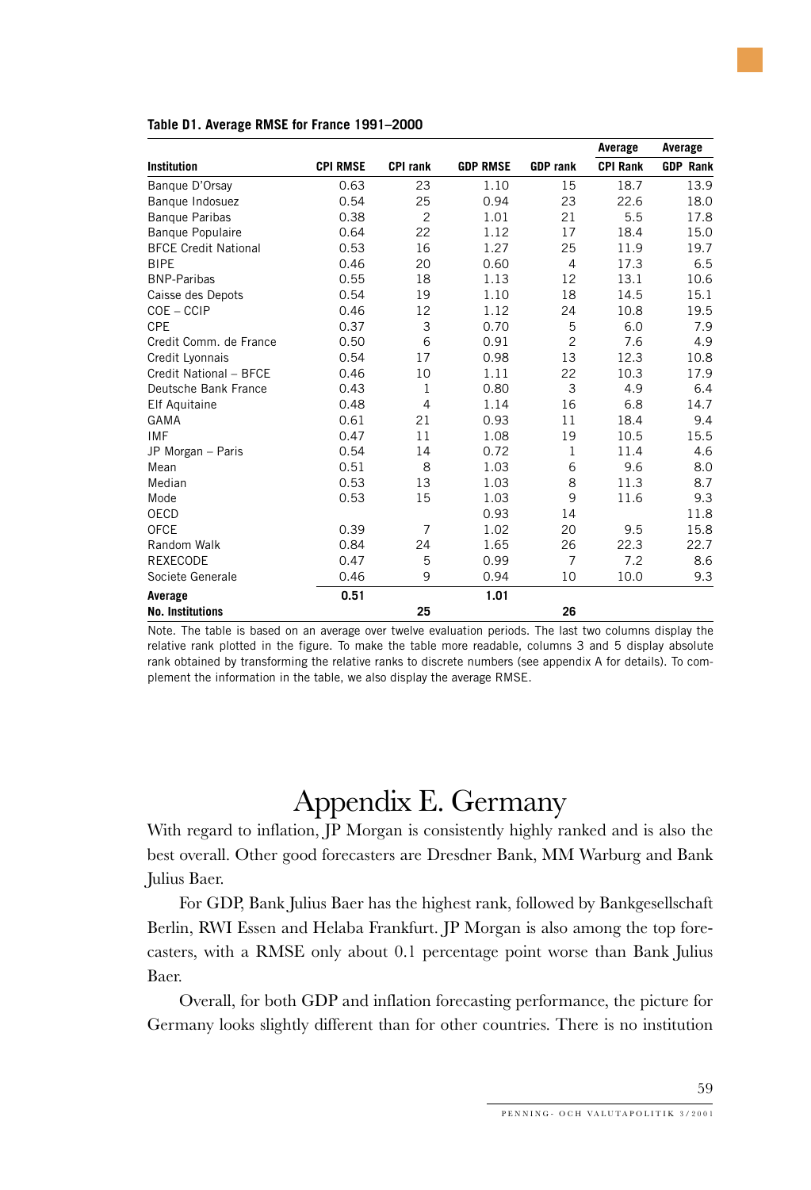**Table D1. Average RMSE for France 1991–2000**

| Institution | CPI RMSE | CPI rank | GDP RMSE | GDP rank | Average CPI Rank | Average GDP Rank |
|---|---|---|---|---|---|---|
| Banque D'Orsay | 0.63 | 23 | 1.10 | 15 | 18.7 | 13.9 |
| Banque Indosuez | 0.54 | 25 | 0.94 | 23 | 22.6 | 18.0 |
| Banque Paribas | 0.38 | 2 | 1.01 | 21 | 5.5 | 17.8 |
| Banque Populaire | 0.64 | 22 | 1.12 | 17 | 18.4 | 15.0 |
| BFCE Credit National | 0.53 | 16 | 1.27 | 25 | 11.9 | 19.7 |
| BIPE | 0.46 | 20 | 0.60 | 4 | 17.3 | 6.5 |
| BNP-Paribas | 0.55 | 18 | 1.13 | 12 | 13.1 | 10.6 |
| Caisse des Depots | 0.54 | 19 | 1.10 | 18 | 14.5 | 15.1 |
| COE – CCIP | 0.46 | 12 | 1.12 | 24 | 10.8 | 19.5 |
| CPE | 0.37 | 3 | 0.70 | 5 | 6.0 | 7.9 |
| Credit Comm. de France | 0.50 | 6 | 0.91 | 2 | 7.6 | 4.9 |
| Credit Lyonnais | 0.54 | 17 | 0.98 | 13 | 12.3 | 10.8 |
| Credit National – BFCE | 0.46 | 10 | 1.11 | 22 | 10.3 | 17.9 |
| Deutsche Bank France | 0.43 | 1 | 0.80 | 3 | 4.9 | 6.4 |
| Elf Aquitaine | 0.48 | 4 | 1.14 | 16 | 6.8 | 14.7 |
| GAMA | 0.61 | 21 | 0.93 | 11 | 18.4 | 9.4 |
| IMF | 0.47 | 11 | 1.08 | 19 | 10.5 | 15.5 |
| JP Morgan – Paris | 0.54 | 14 | 0.72 | 1 | 11.4 | 4.6 |
| Mean | 0.51 | 8 | 1.03 | 6 | 9.6 | 8.0 |
| Median | 0.53 | 13 | 1.03 | 8 | 11.3 | 8.7 |
| Mode | 0.53 | 15 | 1.03 | 9 | 11.6 | 9.3 |
| OECD | | | 0.93 | 14 | | 11.8 |
| OFCE | 0.39 | 7 | 1.02 | 20 | 9.5 | 15.8 |
| Random Walk | 0.84 | 24 | 1.65 | 26 | 22.3 | 22.7 |
| REXECODE | 0.47 | 5 | 0.99 | 7 | 7.2 | 8.6 |
| Societe Generale | 0.46 | 9 | 0.94 | 10 | 10.0 | 9.3 |
| **Average** | **0.51** | | **1.01** | | | |
| **No. Institutions** | | **25** | | **26** | | |

Note. The table is based on an average over twelve evaluation periods. The last two columns display the relative rank plotted in the figure. To make the table more readable, columns 3 and 5 display absolute rank obtained by transforming the relative ranks to discrete numbers (see appendix A for details). To complement the information in the table, we also display the average RMSE.

# Appendix E. Germany

With regard to inflation, JP Morgan is consistently highly ranked and is also the best overall. Other good forecasters are Dresdner Bank, MM Warburg and Bank Julius Baer.

For GDP, Bank Julius Baer has the highest rank, followed by Bankgesellschaft Berlin, RWI Essen and Helaba Frankfurt. JP Morgan is also among the top forecasters, with a RMSE only about 0.1 percentage point worse than Bank Julius Baer.

Overall, for both GDP and inflation forecasting performance, the picture for Germany looks slightly different than for other countries. There is no institution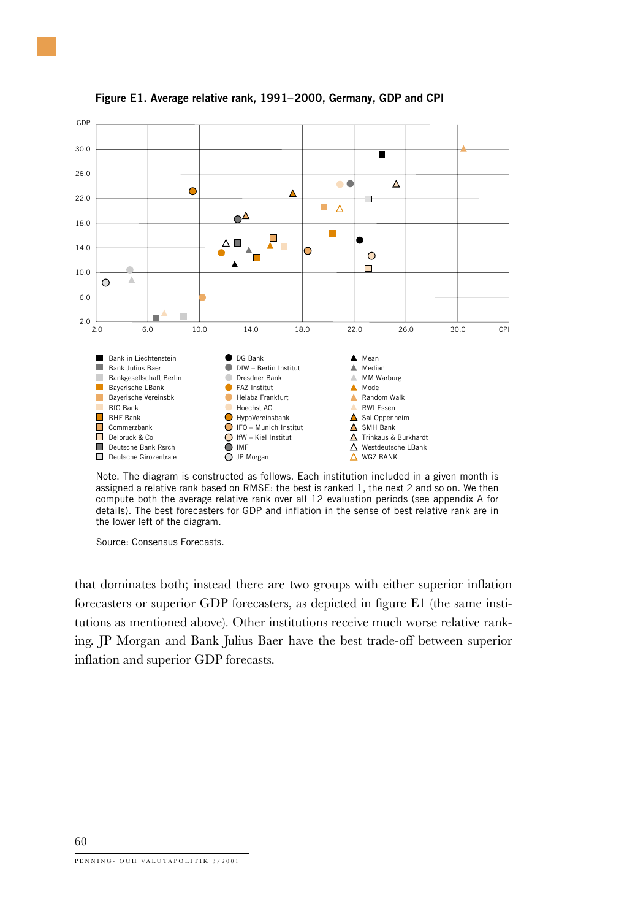**Figure E1. Average relative rank, 1991–2000, Germany, GDP and CPI**

GDP

30.0
26.0
22.0
18.0
14.0
10.0
6.0
2.0

2.0 6.0 10.0 14.0 18.0 22.0 26.0 30.0 CPI

Bank in Liechtenstein
Bank Julius Baer
Bankgesellschaft Berlin
Bayerische LBank
Bayerische Vereinsbk
BfG Bank
BHF Bank
Commerzbank
Delbruck & Co
Deutsche Bank Rsrch
Deutsche Girozentrale
DG Bank
DIW – Berlin Institut
Dresdner Bank
FAZ Institut
Helaba Frankfurt
Hoechst AG
HypoVereinsbank
IFO – Munich Institut
IfW – Kiel Institut
IMF
JP Morgan
Mean
Median
MM Warburg
Mode
Random Walk
RWI Essen
Sal Oppenheim
SMH Bank
Trinkaus & Burkhardt
Westdeutsche LBank
WGZ BANK

Note. The diagram is constructed as follows. Each institution included in a given month is assigned a relative rank based on RMSE: the best is ranked 1, the next 2 and so on. We then compute both the average relative rank over all 12 evaluation periods (see appendix A for details). The best forecasters for GDP and inflation in the sense of best relative rank are in the lower left of the diagram.

Source: Consensus Forecasts.

that dominates both; instead there are two groups with either superior inflation forecasters or superior GDP forecasters, as depicted in figure E1 (the same institutions as mentioned above). Other institutions receive much worse relative ranking. JP Morgan and Bank Julius Baer have the best trade-off between superior inflation and superior GDP forecasts.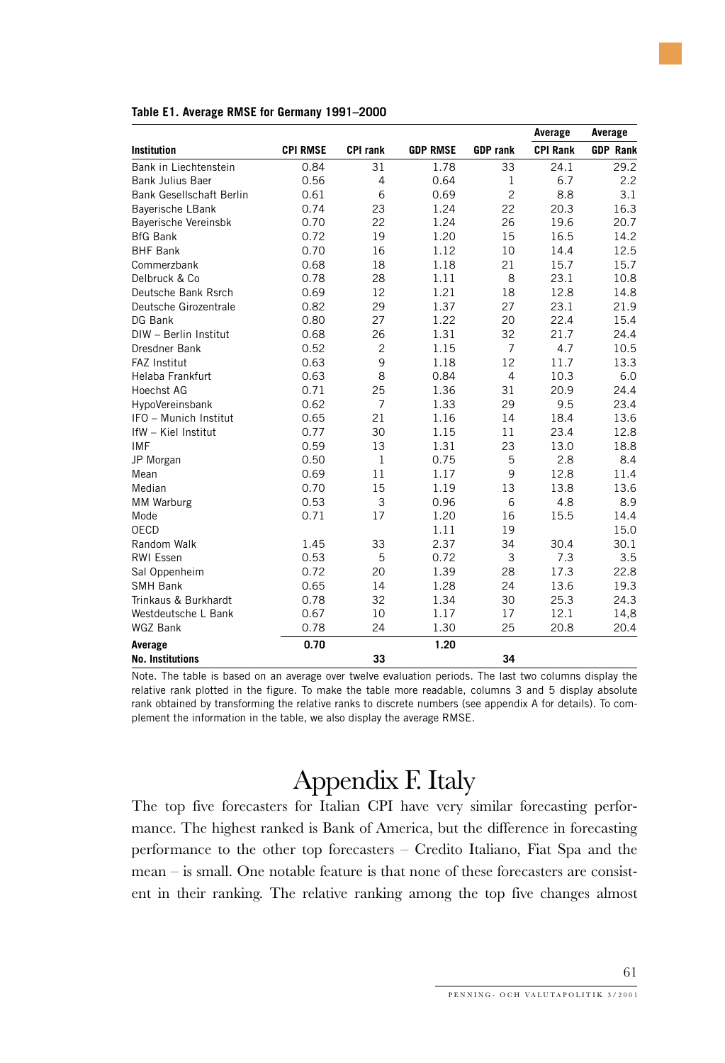**Table E1. Average RMSE for Germany 1991–2000**

| Institution | CPI RMSE | CPI rank | GDP RMSE | GDP rank | Average CPI Rank | Average GDP Rank |
|---|---|---|---|---|---|---|
| Bank in Liechtenstein | 0.84 | 31 | 1.78 | 33 | 24.1 | 29.2 |
| Bank Julius Baer | 0.56 | 4 | 0.64 | 1 | 6.7 | 2.2 |
| Bank Gesellschaft Berlin | 0.61 | 6 | 0.69 | 2 | 8.8 | 3.1 |
| Bayerische LBank | 0.74 | 23 | 1.24 | 22 | 20.3 | 16.3 |
| Bayerische Vereinsbk | 0.70 | 22 | 1.24 | 26 | 19.6 | 20.7 |
| BfG Bank | 0.72 | 19 | 1.20 | 15 | 16.5 | 14.2 |
| BHF Bank | 0.70 | 16 | 1.12 | 10 | 14.4 | 12.5 |
| Commerzbank | 0.68 | 18 | 1.18 | 21 | 15.7 | 15.7 |
| Delbruck & Co | 0.78 | 28 | 1.11 | 8 | 23.1 | 10.8 |
| Deutsche Bank Rsrch | 0.69 | 12 | 1.21 | 18 | 12.8 | 14.8 |
| Deutsche Girozentrale | 0.82 | 29 | 1.37 | 27 | 23.1 | 21.9 |
| DG Bank | 0.80 | 27 | 1.22 | 20 | 22.4 | 15.4 |
| DIW – Berlin Institut | 0.68 | 26 | 1.31 | 32 | 21.7 | 24.4 |
| Dresdner Bank | 0.52 | 2 | 1.15 | 7 | 4.7 | 10.5 |
| FAZ Institut | 0.63 | 9 | 1.18 | 12 | 11.7 | 13.3 |
| Helaba Frankfurt | 0.63 | 8 | 0.84 | 4 | 10.3 | 6.0 |
| Hoechst AG | 0.71 | 25 | 1.36 | 31 | 20.9 | 24.4 |
| HypoVereinsbank | 0.62 | 7 | 1.33 | 29 | 9.5 | 23.4 |
| IFO – Munich Institut | 0.65 | 21 | 1.16 | 14 | 18.4 | 13.6 |
| IfW – Kiel Institut | 0.77 | 30 | 1.15 | 11 | 23.4 | 12.8 |
| IMF | 0.59 | 13 | 1.31 | 23 | 13.0 | 18.8 |
| JP Morgan | 0.50 | 1 | 0.75 | 5 | 2.8 | 8.4 |
| Mean | 0.69 | 11 | 1.17 | 9 | 12.8 | 11.4 |
| Median | 0.70 | 15 | 1.19 | 13 | 13.8 | 13.6 |
| MM Warburg | 0.53 | 3 | 0.96 | 6 | 4.8 | 8.9 |
| Mode | 0.71 | 17 | 1.20 | 16 | 15.5 | 14.4 |
| OECD | | | 1.11 | 19 | | 15.0 |
| Random Walk | 1.45 | 33 | 2.37 | 34 | 30.4 | 30.1 |
| RWI Essen | 0.53 | 5 | 0.72 | 3 | 7.3 | 3.5 |
| Sal Oppenheim | 0.72 | 20 | 1.39 | 28 | 17.3 | 22.8 |
| SMH Bank | 0.65 | 14 | 1.28 | 24 | 13.6 | 19.3 |
| Trinkaus & Burkhardt | 0.78 | 32 | 1.34 | 30 | 25.3 | 24.3 |
| Westdeutsche L Bank | 0.67 | 10 | 1.17 | 17 | 12.1 | 14,8 |
| WGZ Bank | 0.78 | 24 | 1.30 | 25 | 20.8 | 20.4 |
| **Average** | **0.70** | | **1.20** | | | |
| **No. Institutions** | | **33** | | **34** | | |

Note. The table is based on an average over twelve evaluation periods. The last two columns display the relative rank plotted in the figure. To make the table more readable, columns 3 and 5 display absolute rank obtained by transforming the relative ranks to discrete numbers (see appendix A for details). To complement the information in the table, we also display the average RMSE.

# Appendix F. Italy

The top five forecasters for Italian CPI have very similar forecasting performance. The highest ranked is Bank of America, but the difference in forecasting performance to the other top forecasters – Credito Italiano, Fiat Spa and the mean – is small. One notable feature is that none of these forecasters are consistent in their ranking. The relative ranking among the top five changes almost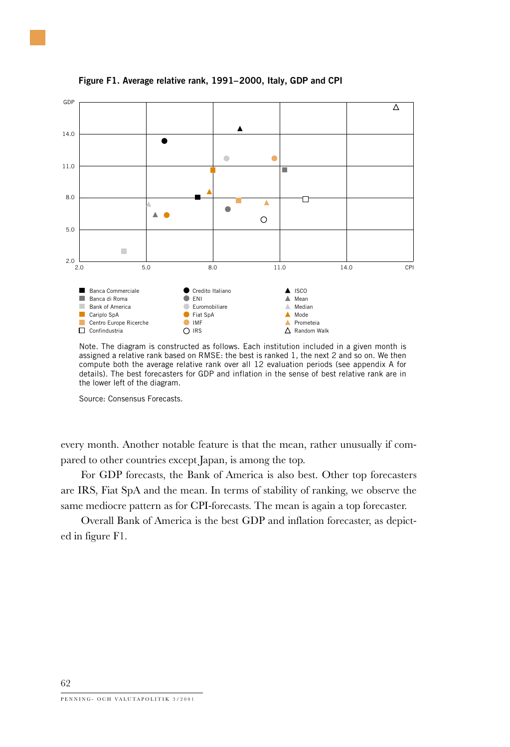**Figure F1. Average relative rank, 1991–2000, Italy, GDP and CPI**

GDP

14.0

11.0

8.0

5.0

2.0

2.0 5.0 8.0 11.0 14.0 CPI

Banca Commerciale
Banca di Roma
Bank of America
Cariplo SpA
Centro Europe Ricerche
Confindustria
Credito Italiano
ENI
Euromobiliare
Fiat SpA
IMF
IRS
ISCO
Mean
Median
Mode
Prometeia
Random Walk

Note. The diagram is constructed as follows. Each institution included in a given month is assigned a relative rank based on RMSE: the best is ranked 1, the next 2 and so on. We then compute both the average relative rank over all 12 evaluation periods (see appendix A for details). The best forecasters for GDP and inflation in the sense of best relative rank are in the lower left of the diagram.

Source: Consensus Forecasts.

every month. Another notable feature is that the mean, rather unusually if compared to other countries except Japan, is among the top.

For GDP forecasts, the Bank of America is also best. Other top forecasters are IRS, Fiat SpA and the mean. In terms of stability of ranking, we observe the same mediocre pattern as for CPI-forecasts. The mean is again a top forecaster.

Overall Bank of America is the best GDP and inflation forecaster, as depicted in figure F1.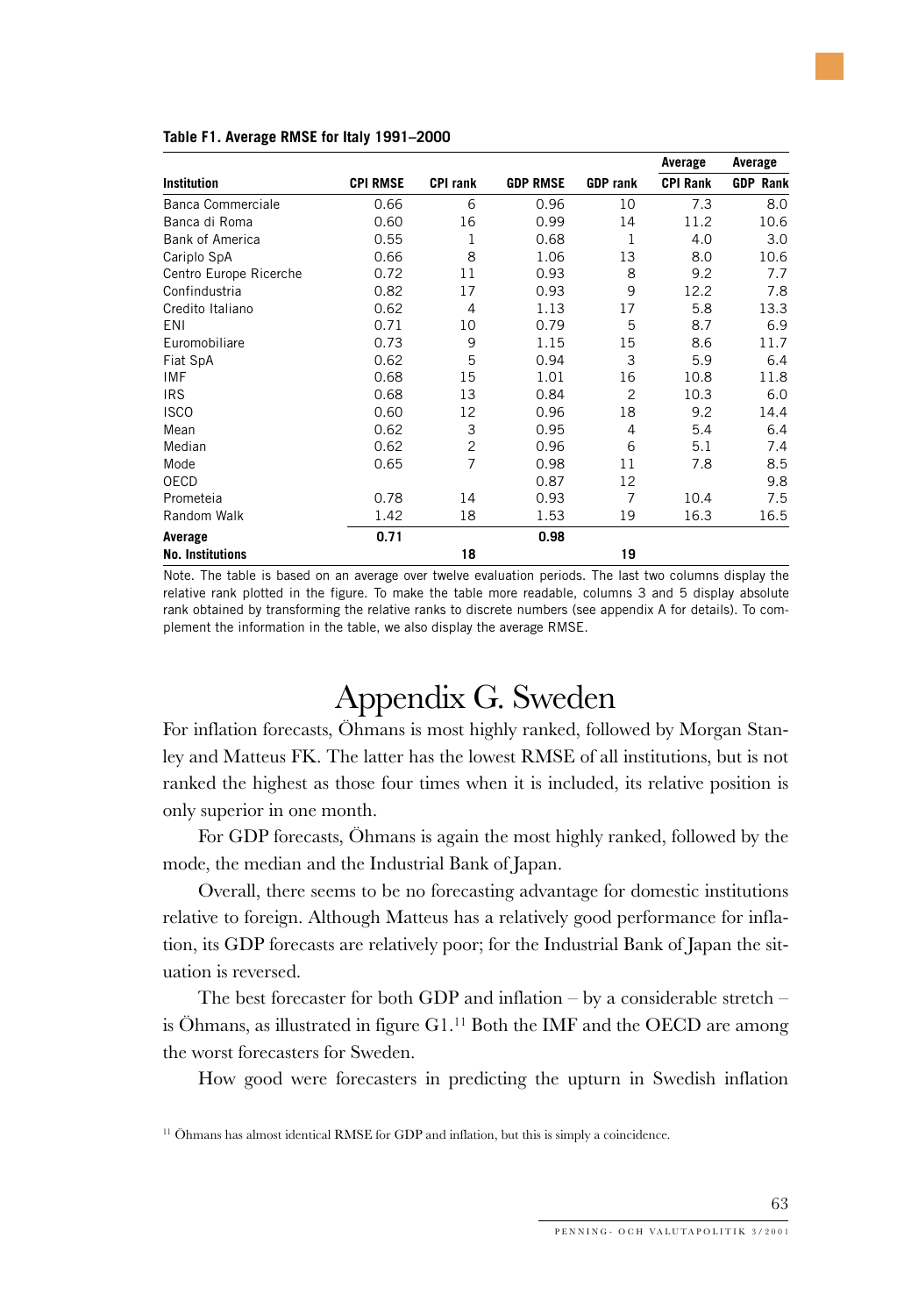**Table F1. Average RMSE for Italy 1991–2000**

| Institution | CPI RMSE | CPI rank | GDP RMSE | GDP rank | Average CPI Rank | Average GDP Rank |
|---|---|---|---|---|---|---|
| Banca Commerciale | 0.66 | 6 | 0.96 | 10 | 7.3 | 8.0 |
| Banca di Roma | 0.60 | 16 | 0.99 | 14 | 11.2 | 10.6 |
| Bank of America | 0.55 | 1 | 0.68 | 1 | 4.0 | 3.0 |
| Cariplo SpA | 0.66 | 8 | 1.06 | 13 | 8.0 | 10.6 |
| Centro Europe Ricerche | 0.72 | 11 | 0.93 | 8 | 9.2 | 7.7 |
| Confindustria | 0.82 | 17 | 0.93 | 9 | 12.2 | 7.8 |
| Credito Italiano | 0.62 | 4 | 1.13 | 17 | 5.8 | 13.3 |
| ENI | 0.71 | 10 | 0.79 | 5 | 8.7 | 6.9 |
| Euromobiliare | 0.73 | 9 | 1.15 | 15 | 8.6 | 11.7 |
| Fiat SpA | 0.62 | 5 | 0.94 | 3 | 5.9 | 6.4 |
| IMF | 0.68 | 15 | 1.01 | 16 | 10.8 | 11.8 |
| IRS | 0.68 | 13 | 0.84 | 2 | 10.3 | 6.0 |
| ISCO | 0.60 | 12 | 0.96 | 18 | 9.2 | 14.4 |
| Mean | 0.62 | 3 | 0.95 | 4 | 5.4 | 6.4 |
| Median | 0.62 | 2 | 0.96 | 6 | 5.1 | 7.4 |
| Mode | 0.65 | 7 | 0.98 | 11 | 7.8 | 8.5 |
| OECD | | | 0.87 | 12 | | 9.8 |
| Prometeia | 0.78 | 14 | 0.93 | 7 | 10.4 | 7.5 |
| Random Walk | 1.42 | 18 | 1.53 | 19 | 16.3 | 16.5 |
| **Average** | **0.71** | | **0.98** | | | |
| **No. Institutions** | | **18** | | **19** | | |

Note. The table is based on an average over twelve evaluation periods. The last two columns display the relative rank plotted in the figure. To make the table more readable, columns 3 and 5 display absolute rank obtained by transforming the relative ranks to discrete numbers (see appendix A for details). To complement the information in the table, we also display the average RMSE.

# Appendix G. Sweden

For inflation forecasts, Öhmans is most highly ranked, followed by Morgan Stanley and Matteus FK. The latter has the lowest RMSE of all institutions, but is not ranked the highest as those four times when it is included, its relative position is only superior in one month.

For GDP forecasts, Öhmans is again the most highly ranked, followed by the mode, the median and the Industrial Bank of Japan.

Overall, there seems to be no forecasting advantage for domestic institutions relative to foreign. Although Matteus has a relatively good performance for inflation, its GDP forecasts are relatively poor; for the Industrial Bank of Japan the situation is reversed.

The best forecaster for both GDP and inflation – by a considerable stretch – is Öhmans, as illustrated in figure G1.[11] Both the IMF and the OECD are among the worst forecasters for Sweden.

How good were forecasters in predicting the upturn in Swedish inflation

[11] Öhmans has almost identical RMSE for GDP and inflation, but this is simply a coincidence.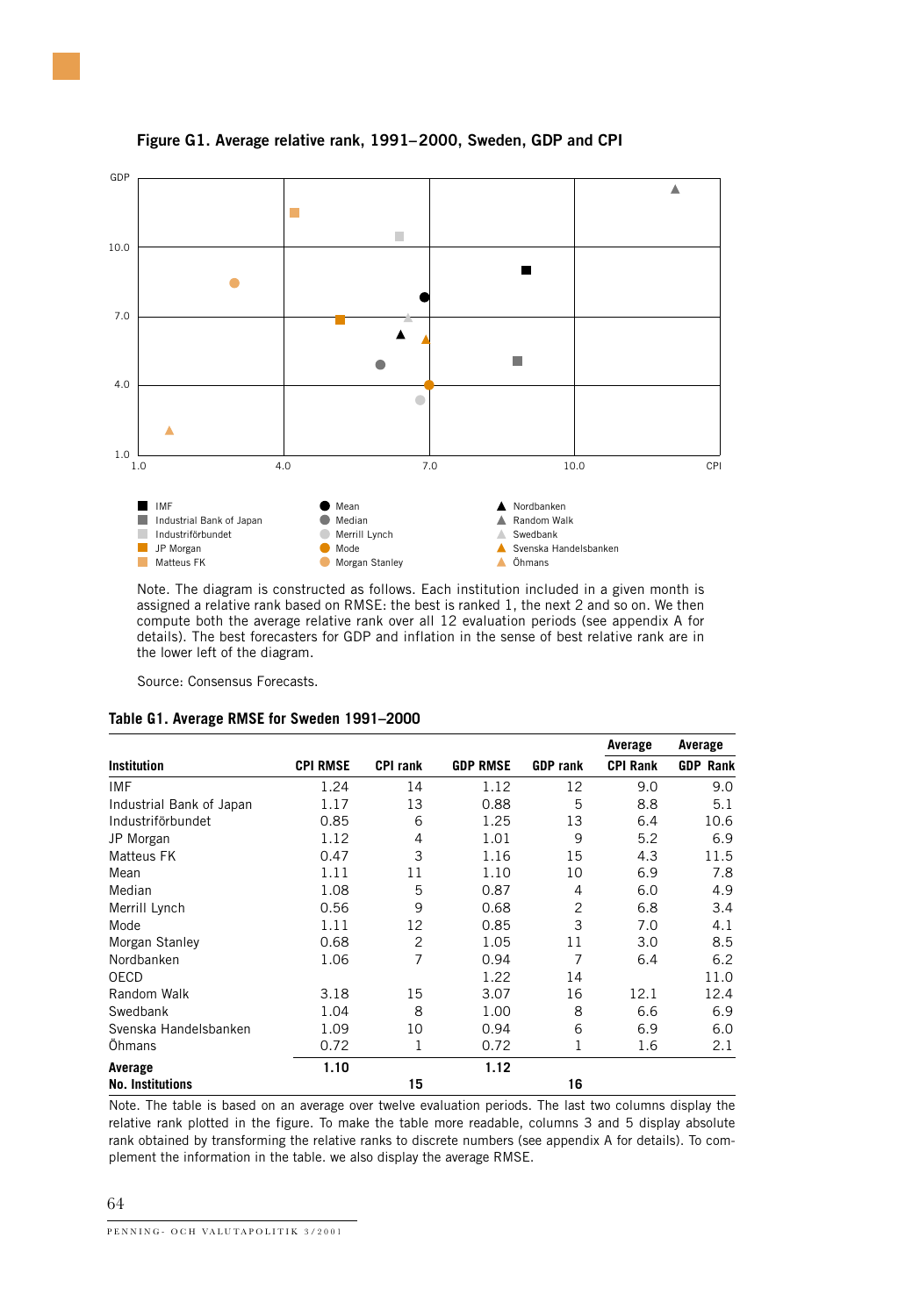**Figure G1. Average relative rank, 1991–2000, Sweden, GDP and CPI**

GDP
10.0
7.0
4.0
1.0
1.0
4.0
7.0
10.0
CPI

IMF
Industrial Bank of Japan
Industriförbundet
JP Morgan
Matteus FK
Mean
Median
Merrill Lynch
Mode
Morgan Stanley
Nordbanken
Random Walk
Swedbank
Svenska Handelsbanken
Öhmans

Note. The diagram is constructed as follows. Each institution included in a given month is assigned a relative rank based on RMSE: the best is ranked 1, the next 2 and so on. We then compute both the average relative rank over all 12 evaluation periods (see appendix A for details). The best forecasters for GDP and inflation in the sense of best relative rank are in the lower left of the diagram.

Source: Consensus Forecasts.

**Table G1. Average RMSE for Sweden 1991–2000**

| Institution | CPI RMSE | CPI rank | GDP RMSE | GDP rank | Average CPI Rank | Average GDP Rank |
|---|---|---|---|---|---|---|
| IMF | 1.24 | 14 | 1.12 | 12 | 9.0 | 9.0 |
| Industrial Bank of Japan | 1.17 | 13 | 0.88 | 5 | 8.8 | 5.1 |
| Industriförbundet | 0.85 | 6 | 1.25 | 13 | 6.4 | 10.6 |
| JP Morgan | 1.12 | 4 | 1.01 | 9 | 5.2 | 6.9 |
| Matteus FK | 0.47 | 3 | 1.16 | 15 | 4.3 | 11.5 |
| Mean | 1.11 | 11 | 1.10 | 10 | 6.9 | 7.8 |
| Median | 1.08 | 5 | 0.87 | 4 | 6.0 | 4.9 |
| Merrill Lynch | 0.56 | 9 | 0.68 | 2 | 6.8 | 3.4 |
| Mode | 1.11 | 12 | 0.85 | 3 | 7.0 | 4.1 |
| Morgan Stanley | 0.68 | 2 | 1.05 | 11 | 3.0 | 8.5 |
| Nordbanken | 1.06 | 7 | 0.94 | 7 | 6.4 | 6.2 |
| OECD | | | 1.22 | 14 | | 11.0 |
| Random Walk | 3.18 | 15 | 3.07 | 16 | 12.1 | 12.4 |
| Swedbank | 1.04 | 8 | 1.00 | 8 | 6.6 | 6.9 |
| Svenska Handelsbanken | 1.09 | 10 | 0.94 | 6 | 6.9 | 6.0 |
| Öhmans | 0.72 | 1 | 0.72 | 1 | 1.6 | 2.1 |
| **Average** | **1.10** | | **1.12** | | | |
| **No. Institutions** | | **15** | | **16** | | |

Note. The table is based on an average over twelve evaluation periods. The last two columns display the relative rank plotted in the figure. To make the table more readable, columns 3 and 5 display absolute rank obtained by transforming the relative ranks to discrete numbers (see appendix A for details). To complement the information in the table. we also display the average RMSE.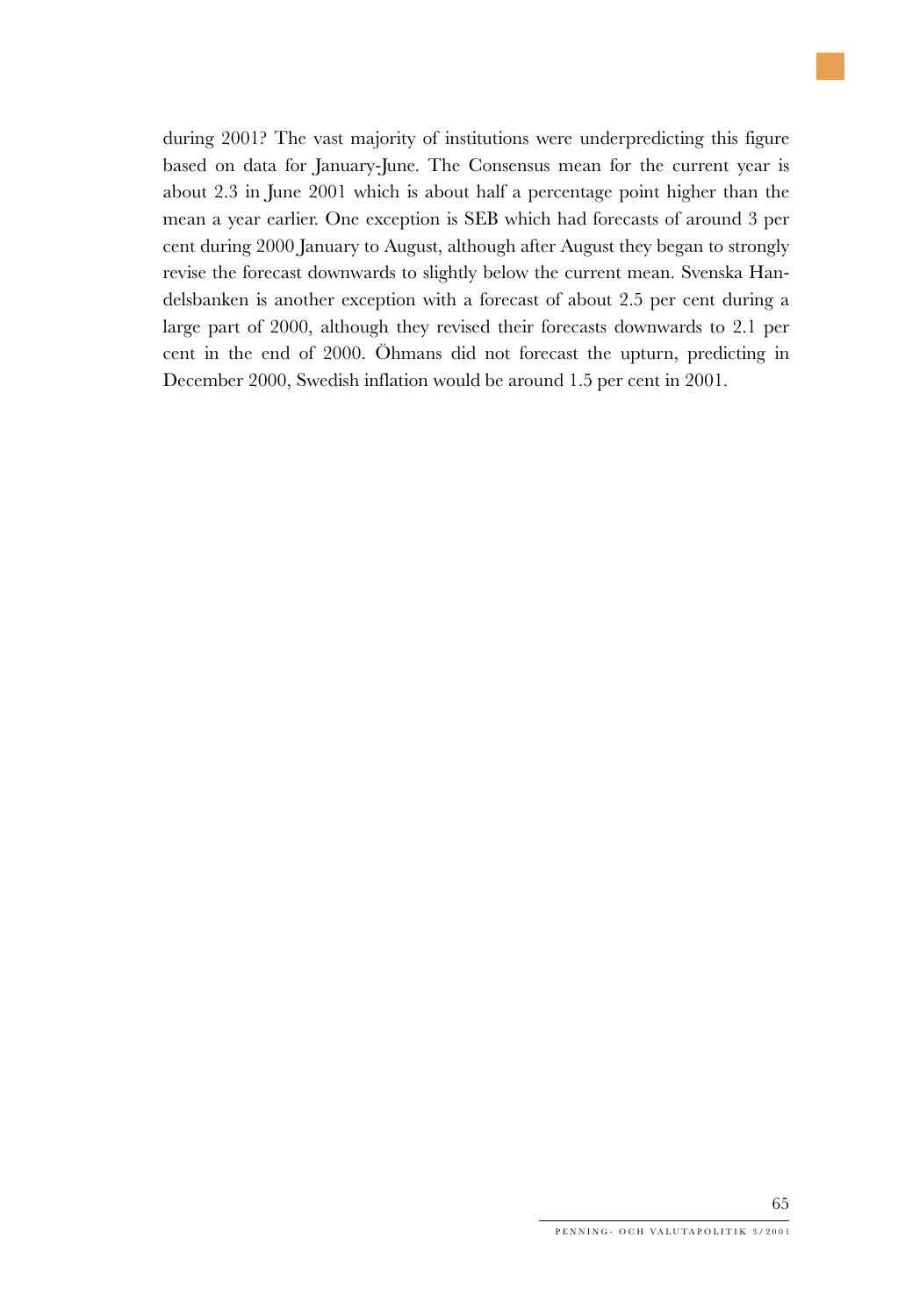during 2001? The vast majority of institutions were underpredicting this figure based on data for January-June. The Consensus mean for the current year is about 2.3 in June 2001 which is about half a percentage point higher than the mean a year earlier. One exception is SEB which had forecasts of around 3 per cent during 2000 January to August, although after August they began to strongly revise the forecast downwards to slightly below the current mean. Svenska Handelsbanken is another exception with a forecast of about 2.5 per cent during a large part of 2000, although they revised their forecasts downwards to 2.1 per cent in the end of 2000. Öhmans did not forecast the upturn, predicting in December 2000, Swedish inflation would be around 1.5 per cent in 2001.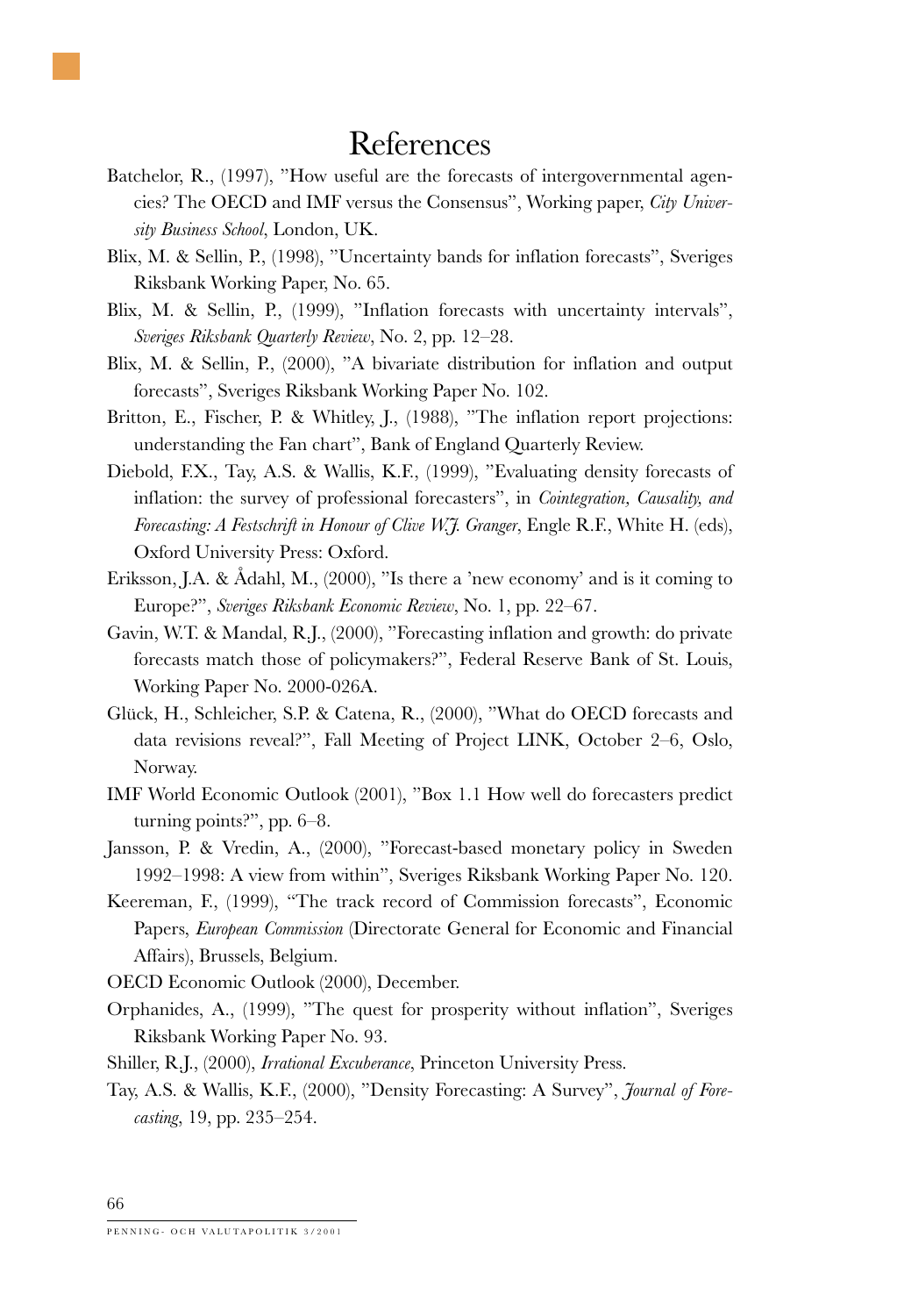# References

Batchelor, R., (1997), "How useful are the forecasts of intergovernmental agencies? The OECD and IMF versus the Consensus", Working paper, *City University Business School*, London, UK.

Blix, M. & Sellin, P., (1998), "Uncertainty bands for inflation forecasts", Sveriges Riksbank Working Paper, No. 65.

Blix, M. & Sellin, P., (1999), "Inflation forecasts with uncertainty intervals", *Sveriges Riksbank Quarterly Review*, No. 2, pp. 12–28.

Blix, M. & Sellin, P., (2000), "A bivariate distribution for inflation and output forecasts", Sveriges Riksbank Working Paper No. 102.

Britton, E., Fischer, P. & Whitley, J., (1988), "The inflation report projections: understanding the Fan chart", Bank of England Quarterly Review.

Diebold, F.X., Tay, A.S. & Wallis, K.F., (1999), "Evaluating density forecasts of inflation: the survey of professional forecasters", in *Cointegration, Causality, and Forecasting: A Festschrift in Honour of Clive W.J. Granger*, Engle R.F., White H. (eds), Oxford University Press: Oxford.

Eriksson, J.A. & Ådahl, M., (2000), "Is there a 'new economy' and is it coming to Europe?", *Sveriges Riksbank Economic Review*, No. 1, pp. 22–67.

Gavin, W.T. & Mandal, R.J., (2000), "Forecasting inflation and growth: do private forecasts match those of policymakers?", Federal Reserve Bank of St. Louis, Working Paper No. 2000-026A.

Glück, H., Schleicher, S.P. & Catena, R., (2000), "What do OECD forecasts and data revisions reveal?", Fall Meeting of Project LINK, October 2–6, Oslo, Norway.

IMF World Economic Outlook (2001), "Box 1.1 How well do forecasters predict turning points?", pp. 6–8.

Jansson, P. & Vredin, A., (2000), "Forecast-based monetary policy in Sweden 1992–1998: A view from within", Sveriges Riksbank Working Paper No. 120.

Keereman, F., (1999), "The track record of Commission forecasts", Economic Papers, *European Commission* (Directorate General for Economic and Financial Affairs), Brussels, Belgium.

OECD Economic Outlook (2000), December.

Orphanides, A., (1999), "The quest for prosperity without inflation", Sveriges Riksbank Working Paper No. 93.

Shiller, R.J., (2000), *Irrational Excuberance*, Princeton University Press.

Tay, A.S. & Wallis, K.F., (2000), "Density Forecasting: A Survey", *Journal of Forecasting*, 19, pp. 235–254.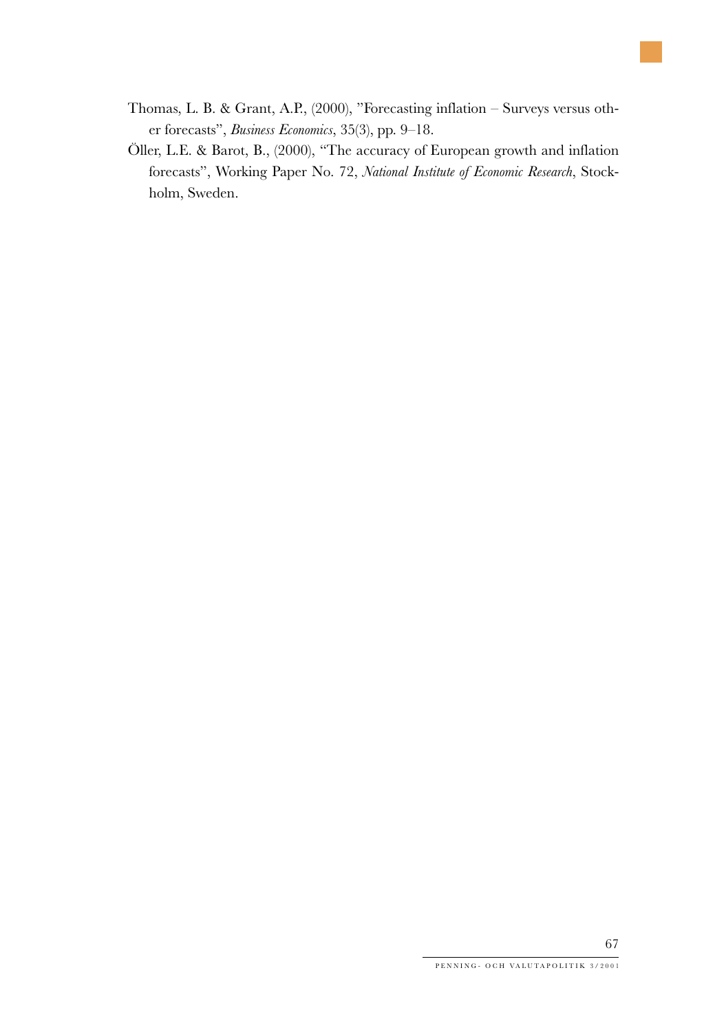Thomas, L. B. & Grant, A.P., (2000), "Forecasting inflation – Surveys versus other forecasts", *Business Economics*, 35(3), pp. 9–18.

Öller, L.E. & Barot, B., (2000), "The accuracy of European growth and inflation forecasts", Working Paper No. 72, *National Institute of Economic Research*, Stockholm, Sweden.